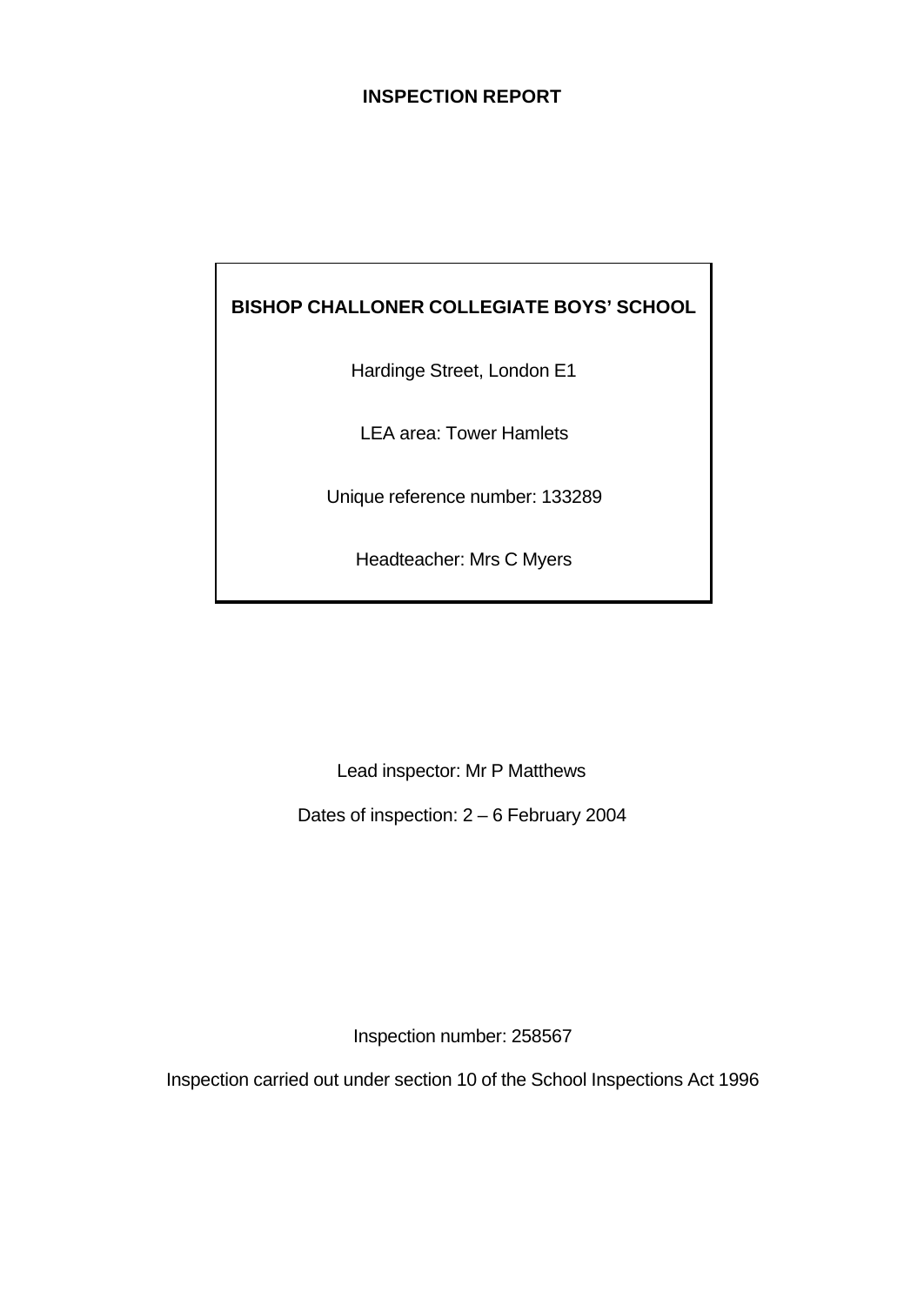# INSPECTION REPORT

**BISHOP CHALLONER COLLEGIATE BOYS' SCHOOL**

Hardinge Street, London E1

LEA area: Tower Hamlets

Unique reference number: 133289

Headteacher: Mrs C Myers

Lead inspector: Mr P Matthews

Dates of inspection: 2 – 6 February 2004

Inspection number: 258567

Inspection carried out under section 10 of the School Inspections Act 1996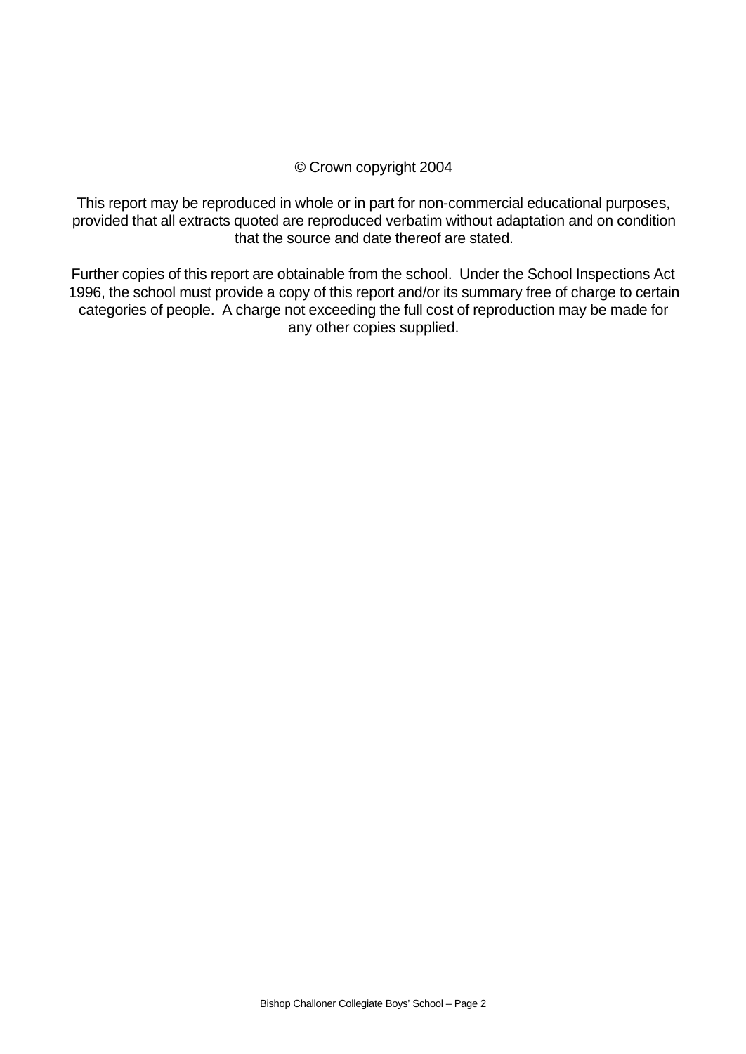© Crown copyright 2004

This report may be reproduced in whole or in part for non-commercial educational purposes, provided that all extracts quoted are reproduced verbatim without adaptation and on condition that the source and date thereof are stated.

Further copies of this report are obtainable from the school. Under the School Inspections Act 1996, the school must provide a copy of this report and/or its summary free of charge to certain categories of people. A charge not exceeding the full cost of reproduction may be made for any other copies supplied.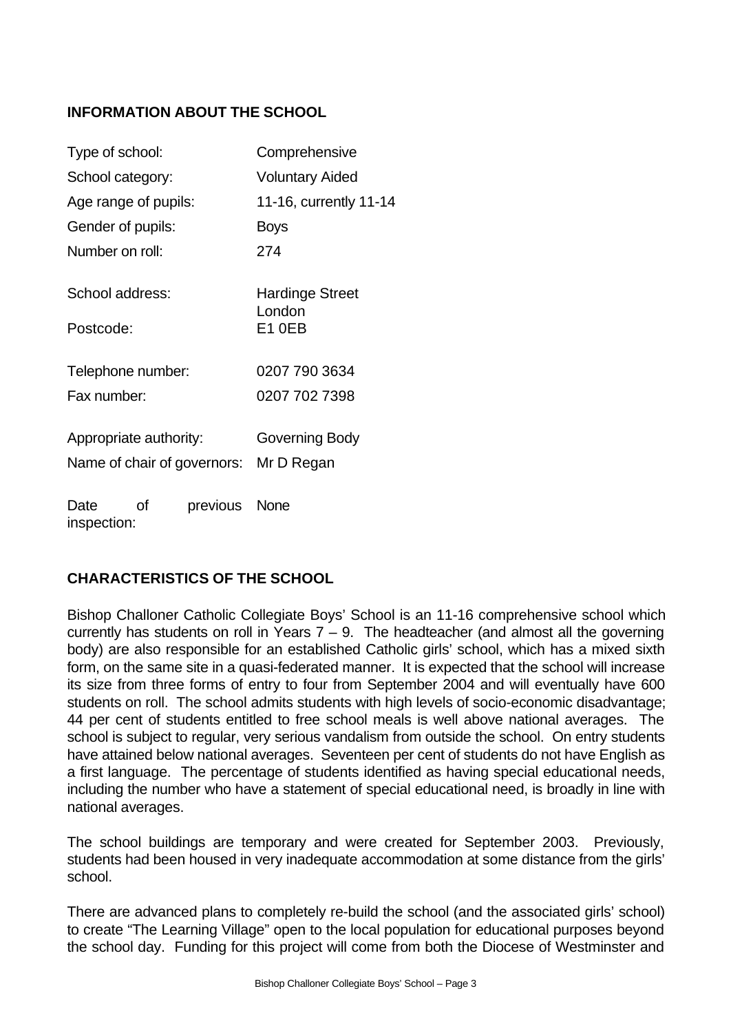## INFORMATION ABOUT THE SCHOOL

| | |
|---|---|
| Type of school: | Comprehensive |
| School category: | Voluntary Aided |
| Age range of pupils: | 11-16, currently 11-14 |
| Gender of pupils: | Boys |
| Number on roll: | 274 |
| School address: | Hardinge Street London |
| Postcode: | E1 0EB |
| Telephone number: | 0207 790 3634 |
| Fax number: | 0207 702 7398 |
| Appropriate authority: | Governing Body |
| Name of chair of governors: | Mr D Regan |
| Date of previous inspection: | None |

## CHARACTERISTICS OF THE SCHOOL

Bishop Challoner Catholic Collegiate Boys' School is an 11-16 comprehensive school which currently has students on roll in Years 7 – 9. The headteacher (and almost all the governing body) are also responsible for an established Catholic girls' school, which has a mixed sixth form, on the same site in a quasi-federated manner. It is expected that the school will increase its size from three forms of entry to four from September 2004 and will eventually have 600 students on roll. The school admits students with high levels of socio-economic disadvantage; 44 per cent of students entitled to free school meals is well above national averages. The school is subject to regular, very serious vandalism from outside the school. On entry students have attained below national averages. Seventeen per cent of students do not have English as a first language. The percentage of students identified as having special educational needs, including the number who have a statement of special educational need, is broadly in line with national averages.

The school buildings are temporary and were created for September 2003. Previously, students had been housed in very inadequate accommodation at some distance from the girls' school.

There are advanced plans to completely re-build the school (and the associated girls' school) to create "The Learning Village" open to the local population for educational purposes beyond the school day. Funding for this project will come from both the Diocese of Westminster and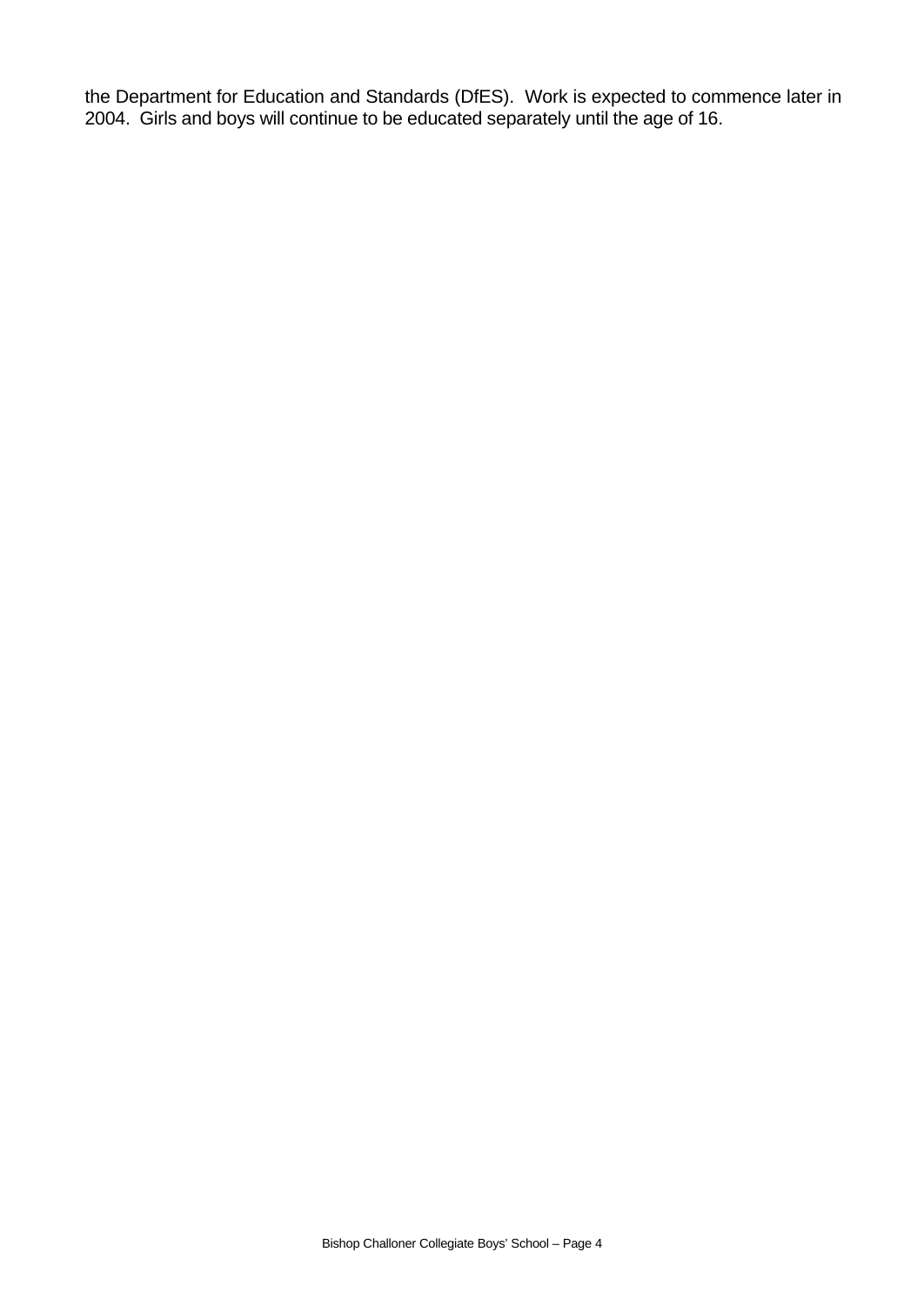the Department for Education and Standards (DfES). Work is expected to commence later in 2004. Girls and boys will continue to be educated separately until the age of 16.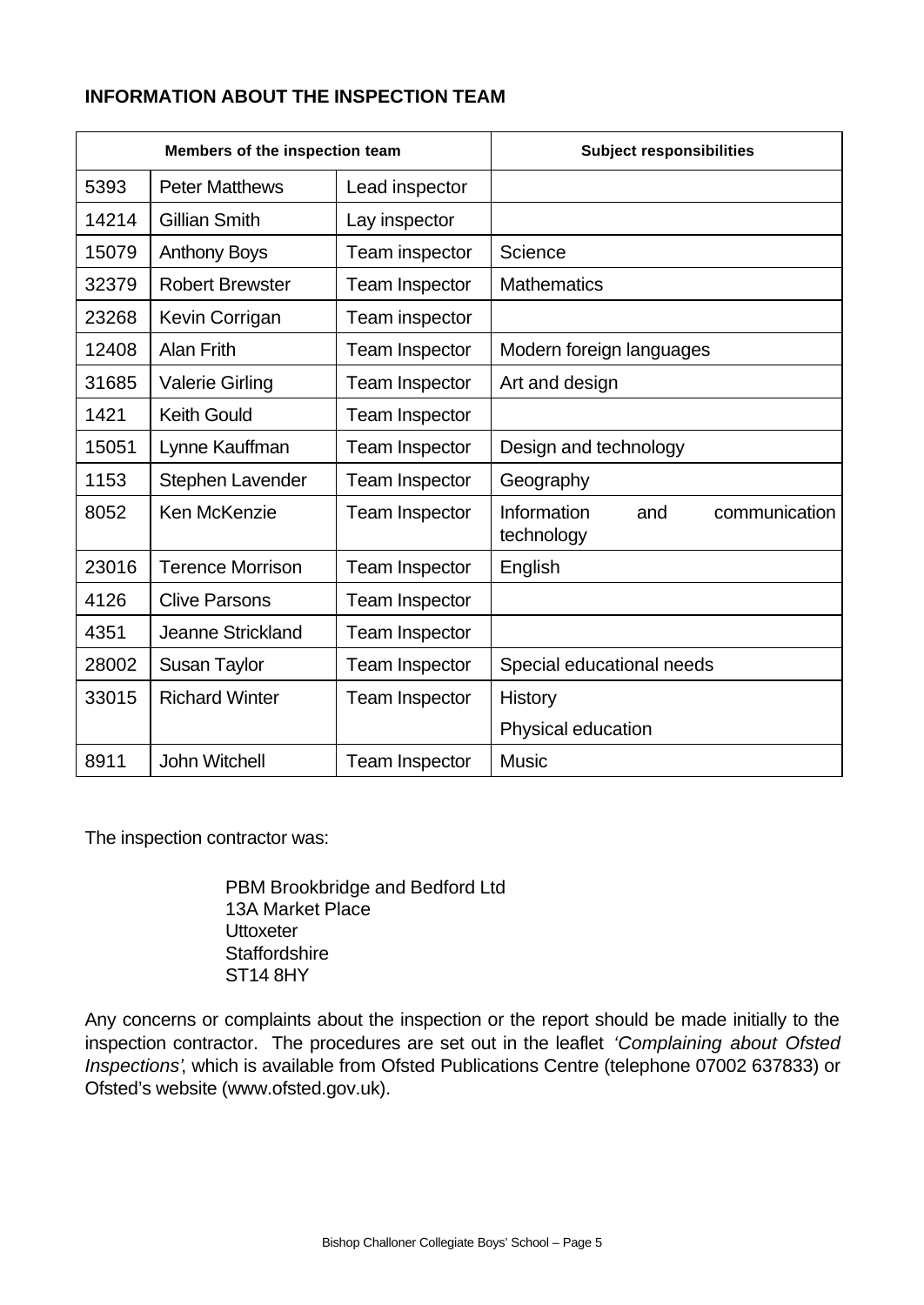## INFORMATION ABOUT THE INSPECTION TEAM

| Members of the inspection team | | | Subject responsibilities |
|---|---|---|---|
| 5393 | Peter Matthews | Lead inspector | |
| 14214 | Gillian Smith | Lay inspector | |
| 15079 | Anthony Boys | Team inspector | Science |
| 32379 | Robert Brewster | Team Inspector | Mathematics |
| 23268 | Kevin Corrigan | Team inspector | |
| 12408 | Alan Frith | Team Inspector | Modern foreign languages |
| 31685 | Valerie Girling | Team Inspector | Art and design |
| 1421 | Keith Gould | Team Inspector | |
| 15051 | Lynne Kauffman | Team Inspector | Design and technology |
| 1153 | Stephen Lavender | Team Inspector | Geography |
| 8052 | Ken McKenzie | Team Inspector | Information and communication technology |
| 23016 | Terence Morrison | Team Inspector | English |
| 4126 | Clive Parsons | Team Inspector | |
| 4351 | Jeanne Strickland | Team Inspector | |
| 28002 | Susan Taylor | Team Inspector | Special educational needs |
| 33015 | Richard Winter | Team Inspector | History<br>Physical education |
| 8911 | John Witchell | Team Inspector | Music |

The inspection contractor was:

PBM Brookbridge and Bedford Ltd
13A Market Place
Uttoxeter
Staffordshire
ST14 8HY

Any concerns or complaints about the inspection or the report should be made initially to the inspection contractor. The procedures are set out in the leaflet *'Complaining about Ofsted Inspections'*, which is available from Ofsted Publications Centre (telephone 07002 637833) or Ofsted's website (www.ofsted.gov.uk).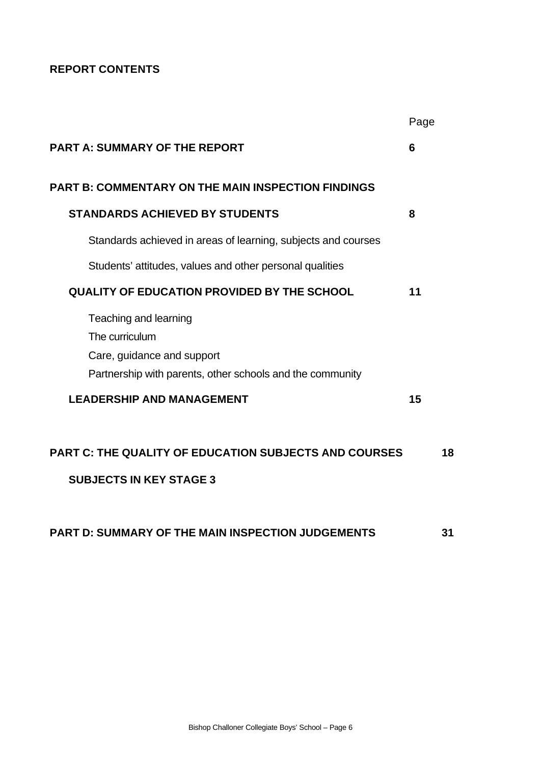**REPORT CONTENTS**

| | Page |
|---|---|
| **PART A: SUMMARY OF THE REPORT** | **6** |
| **PART B: COMMENTARY ON THE MAIN INSPECTION FINDINGS** | |
| **STANDARDS ACHIEVED BY STUDENTS** | **8** |
| Standards achieved in areas of learning, subjects and courses | |
| Students' attitudes, values and other personal qualities | |
| **QUALITY OF EDUCATION PROVIDED BY THE SCHOOL** | **11** |
| Teaching and learning | |
| The curriculum | |
| Care, guidance and support | |
| Partnership with parents, other schools and the community | |
| **LEADERSHIP AND MANAGEMENT** | **15** |
| **PART C: THE QUALITY OF EDUCATION SUBJECTS AND COURSES** | **18** |
| **SUBJECTS IN KEY STAGE 3** | |
| **PART D: SUMMARY OF THE MAIN INSPECTION JUDGEMENTS** | **31** |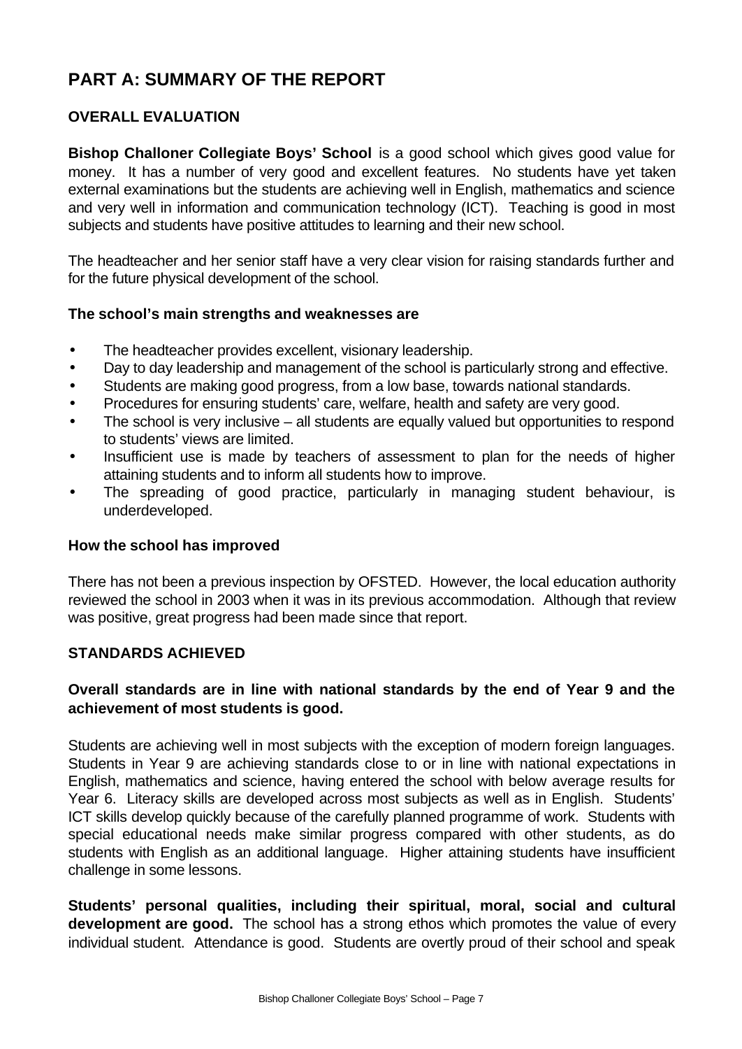# PART A: SUMMARY OF THE REPORT

## OVERALL EVALUATION

**Bishop Challoner Collegiate Boys' School** is a good school which gives good value for money. It has a number of very good and excellent features. No students have yet taken external examinations but the students are achieving well in English, mathematics and science and very well in information and communication technology (ICT). Teaching is good in most subjects and students have positive attitudes to learning and their new school.

The headteacher and her senior staff have a very clear vision for raising standards further and for the future physical development of the school.

### The school's main strengths and weaknesses are

- The headteacher provides excellent, visionary leadership.
- Day to day leadership and management of the school is particularly strong and effective.
- Students are making good progress, from a low base, towards national standards.
- Procedures for ensuring students' care, welfare, health and safety are very good.
- The school is very inclusive – all students are equally valued but opportunities to respond to students' views are limited.
- Insufficient use is made by teachers of assessment to plan for the needs of higher attaining students and to inform all students how to improve.
- The spreading of good practice, particularly in managing student behaviour, is underdeveloped.

### How the school has improved

There has not been a previous inspection by OFSTED. However, the local education authority reviewed the school in 2003 when it was in its previous accommodation. Although that review was positive, great progress had been made since that report.

## STANDARDS ACHIEVED

**Overall standards are in line with national standards by the end of Year 9 and the achievement of most students is good.**

Students are achieving well in most subjects with the exception of modern foreign languages. Students in Year 9 are achieving standards close to or in line with national expectations in English, mathematics and science, having entered the school with below average results for Year 6. Literacy skills are developed across most subjects as well as in English. Students' ICT skills develop quickly because of the carefully planned programme of work. Students with special educational needs make similar progress compared with other students, as do students with English as an additional language. Higher attaining students have insufficient challenge in some lessons.

**Students' personal qualities, including their spiritual, moral, social and cultural development are good.** The school has a strong ethos which promotes the value of every individual student. Attendance is good. Students are overtly proud of their school and speak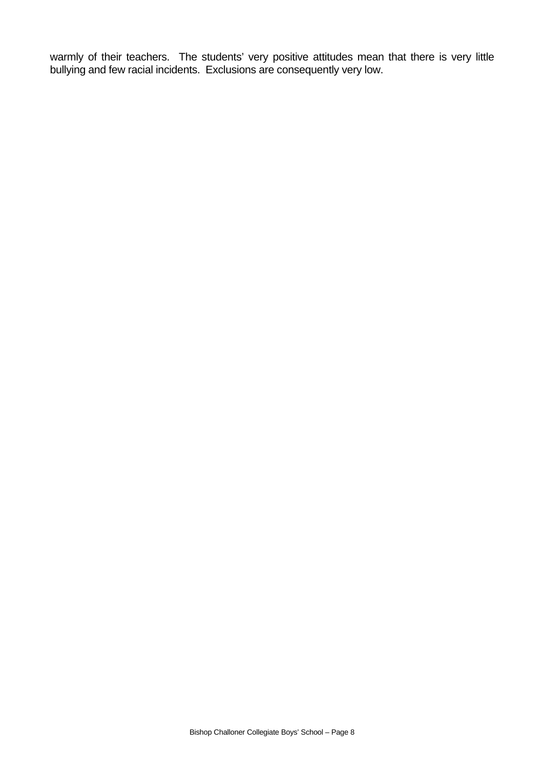warmly of their teachers.  The students' very positive attitudes mean that there is very little bullying and few racial incidents.  Exclusions are consequently very low.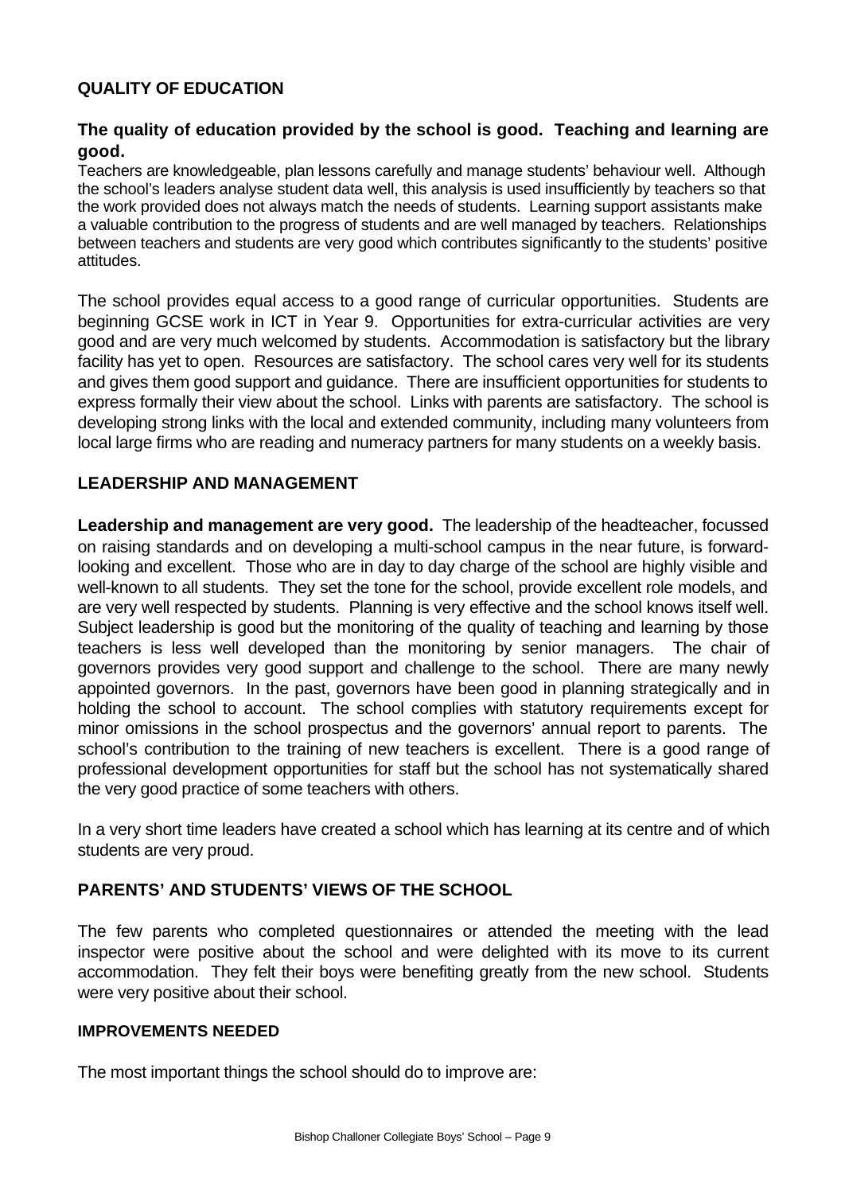## QUALITY OF EDUCATION

**The quality of education provided by the school is good. Teaching and learning are good.**

Teachers are knowledgeable, plan lessons carefully and manage students' behaviour well. Although the school's leaders analyse student data well, this analysis is used insufficiently by teachers so that the work provided does not always match the needs of students. Learning support assistants make a valuable contribution to the progress of students and are well managed by teachers. Relationships between teachers and students are very good which contributes significantly to the students' positive attitudes.

The school provides equal access to a good range of curricular opportunities. Students are beginning GCSE work in ICT in Year 9. Opportunities for extra-curricular activities are very good and are very much welcomed by students. Accommodation is satisfactory but the library facility has yet to open. Resources are satisfactory. The school cares very well for its students and gives them good support and guidance. There are insufficient opportunities for students to express formally their view about the school. Links with parents are satisfactory. The school is developing strong links with the local and extended community, including many volunteers from local large firms who are reading and numeracy partners for many students on a weekly basis.

## LEADERSHIP AND MANAGEMENT

**Leadership and management are very good.** The leadership of the headteacher, focussed on raising standards and on developing a multi-school campus in the near future, is forward-looking and excellent. Those who are in day to day charge of the school are highly visible and well-known to all students. They set the tone for the school, provide excellent role models, and are very well respected by students. Planning is very effective and the school knows itself well. Subject leadership is good but the monitoring of the quality of teaching and learning by those teachers is less well developed than the monitoring by senior managers. The chair of governors provides very good support and challenge to the school. There are many newly appointed governors. In the past, governors have been good in planning strategically and in holding the school to account. The school complies with statutory requirements except for minor omissions in the school prospectus and the governors' annual report to parents. The school's contribution to the training of new teachers is excellent. There is a good range of professional development opportunities for staff but the school has not systematically shared the very good practice of some teachers with others.

In a very short time leaders have created a school which has learning at its centre and of which students are very proud.

## PARENTS' AND STUDENTS' VIEWS OF THE SCHOOL

The few parents who completed questionnaires or attended the meeting with the lead inspector were positive about the school and were delighted with its move to its current accommodation. They felt their boys were benefiting greatly from the new school. Students were very positive about their school.

### IMPROVEMENTS NEEDED

The most important things the school should do to improve are: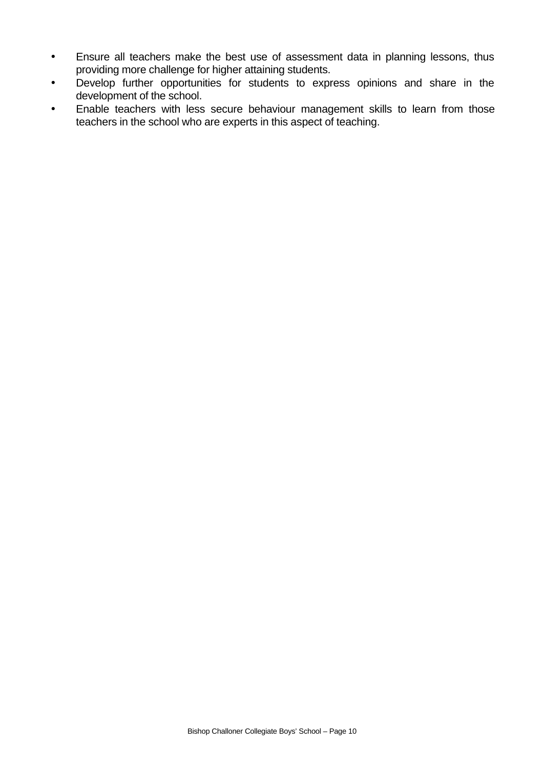- Ensure all teachers make the best use of assessment data in planning lessons, thus providing more challenge for higher attaining students.
- Develop further opportunities for students to express opinions and share in the development of the school.
- Enable teachers with less secure behaviour management skills to learn from those teachers in the school who are experts in this aspect of teaching.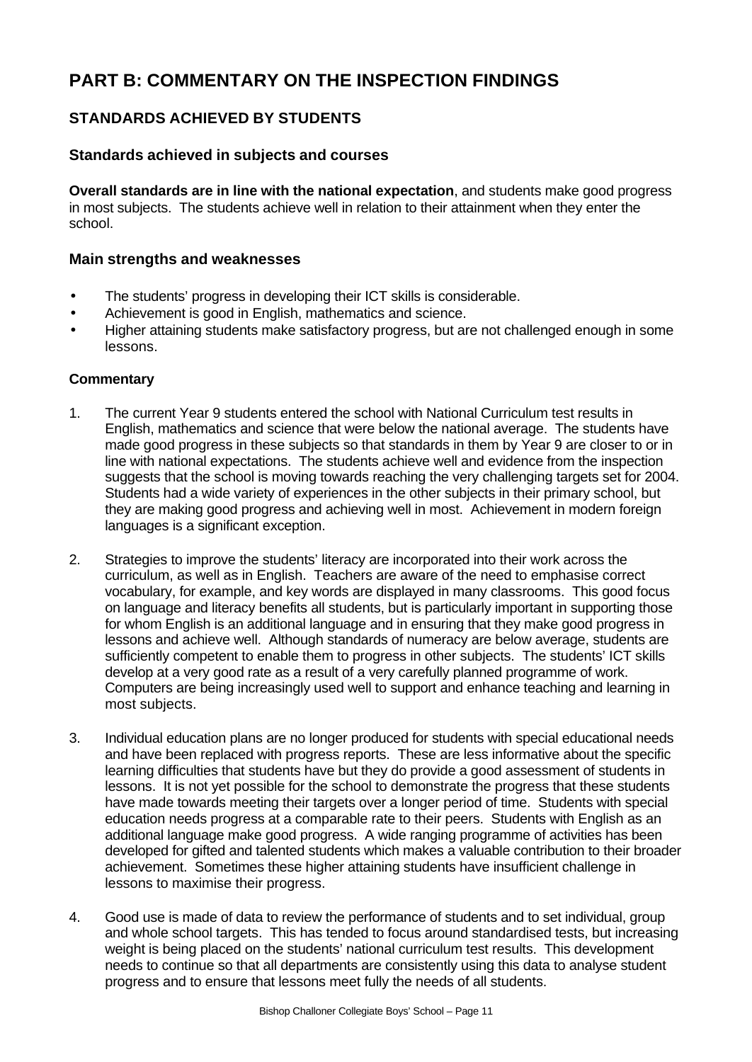# PART B: COMMENTARY ON THE INSPECTION FINDINGS

## STANDARDS ACHIEVED BY STUDENTS

### Standards achieved in subjects and courses

**Overall standards are in line with the national expectation**, and students make good progress in most subjects. The students achieve well in relation to their attainment when they enter the school.

### Main strengths and weaknesses

- The students' progress in developing their ICT skills is considerable.
- Achievement is good in English, mathematics and science.
- Higher attaining students make satisfactory progress, but are not challenged enough in some lessons.

#### Commentary

1. The current Year 9 students entered the school with National Curriculum test results in English, mathematics and science that were below the national average. The students have made good progress in these subjects so that standards in them by Year 9 are closer to or in line with national expectations. The students achieve well and evidence from the inspection suggests that the school is moving towards reaching the very challenging targets set for 2004. Students had a wide variety of experiences in the other subjects in their primary school, but they are making good progress and achieving well in most. Achievement in modern foreign languages is a significant exception.

2. Strategies to improve the students' literacy are incorporated into their work across the curriculum, as well as in English. Teachers are aware of the need to emphasise correct vocabulary, for example, and key words are displayed in many classrooms. This good focus on language and literacy benefits all students, but is particularly important in supporting those for whom English is an additional language and in ensuring that they make good progress in lessons and achieve well. Although standards of numeracy are below average, students are sufficiently competent to enable them to progress in other subjects. The students' ICT skills develop at a very good rate as a result of a very carefully planned programme of work. Computers are being increasingly used well to support and enhance teaching and learning in most subjects.

3. Individual education plans are no longer produced for students with special educational needs and have been replaced with progress reports. These are less informative about the specific learning difficulties that students have but they do provide a good assessment of students in lessons. It is not yet possible for the school to demonstrate the progress that these students have made towards meeting their targets over a longer period of time. Students with special education needs progress at a comparable rate to their peers. Students with English as an additional language make good progress. A wide ranging programme of activities has been developed for gifted and talented students which makes a valuable contribution to their broader achievement. Sometimes these higher attaining students have insufficient challenge in lessons to maximise their progress.

4. Good use is made of data to review the performance of students and to set individual, group and whole school targets. This has tended to focus around standardised tests, but increasing weight is being placed on the students' national curriculum test results. This development needs to continue so that all departments are consistently using this data to analyse student progress and to ensure that lessons meet fully the needs of all students.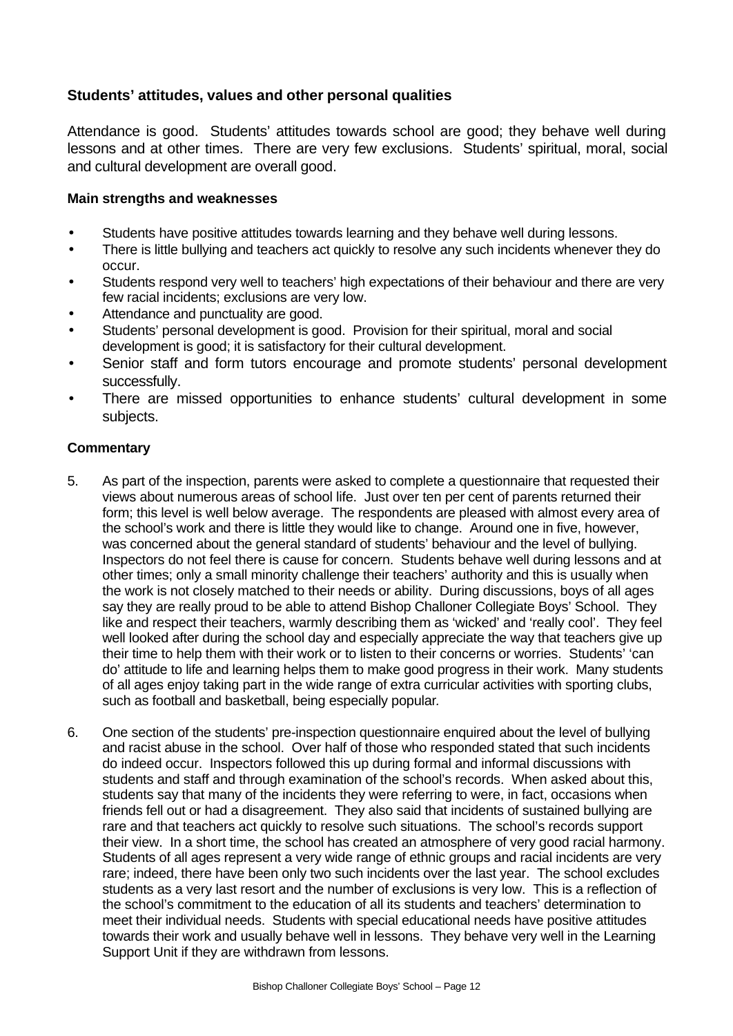### Students' attitudes, values and other personal qualities

Attendance is good. Students' attitudes towards school are good; they behave well during lessons and at other times. There are very few exclusions. Students' spiritual, moral, social and cultural development are overall good.

#### Main strengths and weaknesses

- Students have positive attitudes towards learning and they behave well during lessons.
- There is little bullying and teachers act quickly to resolve any such incidents whenever they do occur.
- Students respond very well to teachers' high expectations of their behaviour and there are very few racial incidents; exclusions are very low.
- Attendance and punctuality are good.
- Students' personal development is good. Provision for their spiritual, moral and social development is good; it is satisfactory for their cultural development.
- Senior staff and form tutors encourage and promote students' personal development successfully.
- There are missed opportunities to enhance students' cultural development in some subjects.

#### Commentary

5. As part of the inspection, parents were asked to complete a questionnaire that requested their views about numerous areas of school life. Just over ten per cent of parents returned their form; this level is well below average. The respondents are pleased with almost every area of the school's work and there is little they would like to change. Around one in five, however, was concerned about the general standard of students' behaviour and the level of bullying. Inspectors do not feel there is cause for concern. Students behave well during lessons and at other times; only a small minority challenge their teachers' authority and this is usually when the work is not closely matched to their needs or ability. During discussions, boys of all ages say they are really proud to be able to attend Bishop Challoner Collegiate Boys' School. They like and respect their teachers, warmly describing them as 'wicked' and 'really cool'. They feel well looked after during the school day and especially appreciate the way that teachers give up their time to help them with their work or to listen to their concerns or worries. Students' 'can do' attitude to life and learning helps them to make good progress in their work. Many students of all ages enjoy taking part in the wide range of extra curricular activities with sporting clubs, such as football and basketball, being especially popular.

6. One section of the students' pre-inspection questionnaire enquired about the level of bullying and racist abuse in the school. Over half of those who responded stated that such incidents do indeed occur. Inspectors followed this up during formal and informal discussions with students and staff and through examination of the school's records. When asked about this, students say that many of the incidents they were referring to were, in fact, occasions when friends fell out or had a disagreement. They also said that incidents of sustained bullying are rare and that teachers act quickly to resolve such situations. The school's records support their view. In a short time, the school has created an atmosphere of very good racial harmony. Students of all ages represent a very wide range of ethnic groups and racial incidents are very rare; indeed, there have been only two such incidents over the last year. The school excludes students as a very last resort and the number of exclusions is very low. This is a reflection of the school's commitment to the education of all its students and teachers' determination to meet their individual needs. Students with special educational needs have positive attitudes towards their work and usually behave well in lessons. They behave very well in the Learning Support Unit if they are withdrawn from lessons.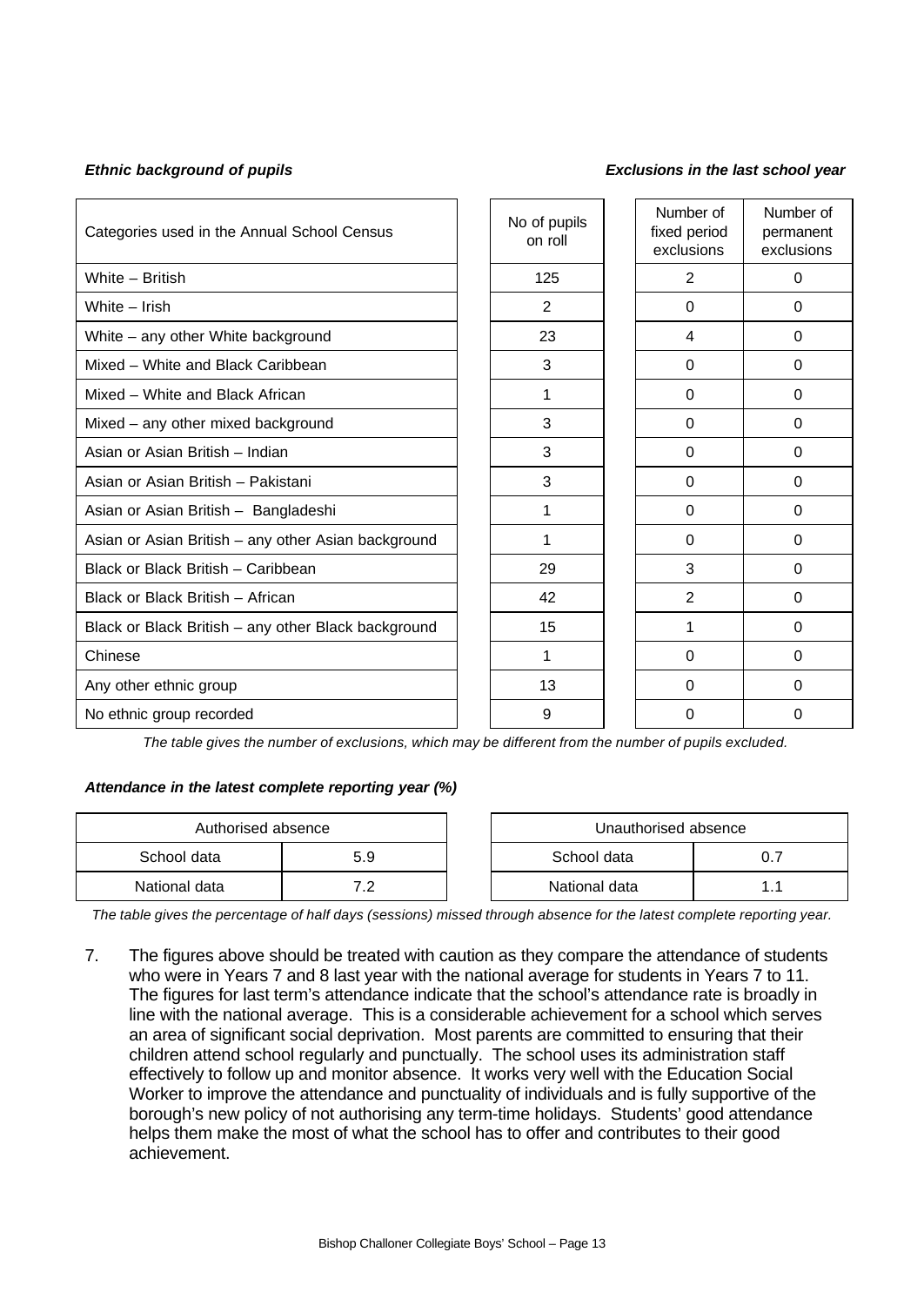***Ethnic background of pupils*** ***Exclusions in the last school year***

| Categories used in the Annual School Census | No of pupils on roll | Number of fixed period exclusions | Number of permanent exclusions |
|---|---|---|---|
| White – British | 125 | 2 | 0 |
| White – Irish | 2 | 0 | 0 |
| White – any other White background | 23 | 4 | 0 |
| Mixed – White and Black Caribbean | 3 | 0 | 0 |
| Mixed – White and Black African | 1 | 0 | 0 |
| Mixed – any other mixed background | 3 | 0 | 0 |
| Asian or Asian British – Indian | 3 | 0 | 0 |
| Asian or Asian British – Pakistani | 3 | 0 | 0 |
| Asian or Asian British – Bangladeshi | 1 | 0 | 0 |
| Asian or Asian British – any other Asian background | 1 | 0 | 0 |
| Black or Black British – Caribbean | 29 | 3 | 0 |
| Black or Black British – African | 42 | 2 | 0 |
| Black or Black British – any other Black background | 15 | 1 | 0 |
| Chinese | 1 | 0 | 0 |
| Any other ethnic group | 13 | 0 | 0 |
| No ethnic group recorded | 9 | 0 | 0 |

*The table gives the number of exclusions, which may be different from the number of pupils excluded.*

***Attendance in the latest complete reporting year (%)***

| Authorised absence | |
|---|---|
| School data | 5.9 |
| National data | 7.2 |

| Unauthorised absence | |
|---|---|
| School data | 0.7 |
| National data | 1.1 |

*The table gives the percentage of half days (sessions) missed through absence for the latest complete reporting year.*

7. The figures above should be treated with caution as they compare the attendance of students who were in Years 7 and 8 last year with the national average for students in Years 7 to 11. The figures for last term's attendance indicate that the school's attendance rate is broadly in line with the national average. This is a considerable achievement for a school which serves an area of significant social deprivation. Most parents are committed to ensuring that their children attend school regularly and punctually. The school uses its administration staff effectively to follow up and monitor absence. It works very well with the Education Social Worker to improve the attendance and punctuality of individuals and is fully supportive of the borough's new policy of not authorising any term-time holidays. Students' good attendance helps them make the most of what the school has to offer and contributes to their good achievement.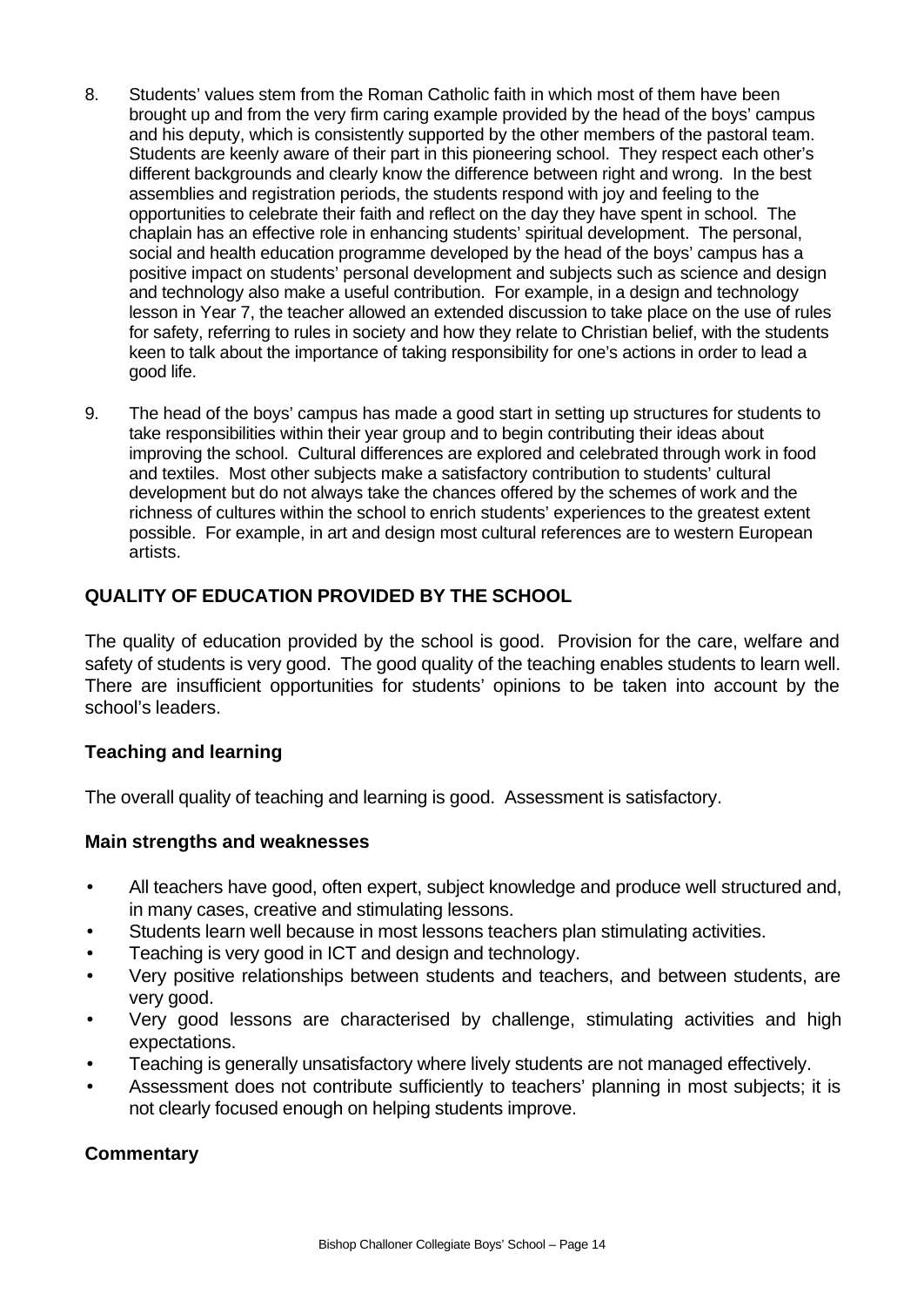8. Students' values stem from the Roman Catholic faith in which most of them have been brought up and from the very firm caring example provided by the head of the boys' campus and his deputy, which is consistently supported by the other members of the pastoral team. Students are keenly aware of their part in this pioneering school. They respect each other's different backgrounds and clearly know the difference between right and wrong. In the best assemblies and registration periods, the students respond with joy and feeling to the opportunities to celebrate their faith and reflect on the day they have spent in school. The chaplain has an effective role in enhancing students' spiritual development. The personal, social and health education programme developed by the head of the boys' campus has a positive impact on students' personal development and subjects such as science and design and technology also make a useful contribution. For example, in a design and technology lesson in Year 7, the teacher allowed an extended discussion to take place on the use of rules for safety, referring to rules in society and how they relate to Christian belief, with the students keen to talk about the importance of taking responsibility for one's actions in order to lead a good life.

9. The head of the boys' campus has made a good start in setting up structures for students to take responsibilities within their year group and to begin contributing their ideas about improving the school. Cultural differences are explored and celebrated through work in food and textiles. Most other subjects make a satisfactory contribution to students' cultural development but do not always take the chances offered by the schemes of work and the richness of cultures within the school to enrich students' experiences to the greatest extent possible. For example, in art and design most cultural references are to western European artists.

## QUALITY OF EDUCATION PROVIDED BY THE SCHOOL

The quality of education provided by the school is good. Provision for the care, welfare and safety of students is very good. The good quality of the teaching enables students to learn well. There are insufficient opportunities for students' opinions to be taken into account by the school's leaders.

### Teaching and learning

The overall quality of teaching and learning is good. Assessment is satisfactory.

### Main strengths and weaknesses

- All teachers have good, often expert, subject knowledge and produce well structured and, in many cases, creative and stimulating lessons.
- Students learn well because in most lessons teachers plan stimulating activities.
- Teaching is very good in ICT and design and technology.
- Very positive relationships between students and teachers, and between students, are very good.
- Very good lessons are characterised by challenge, stimulating activities and high expectations.
- Teaching is generally unsatisfactory where lively students are not managed effectively.
- Assessment does not contribute sufficiently to teachers' planning in most subjects; it is not clearly focused enough on helping students improve.

### Commentary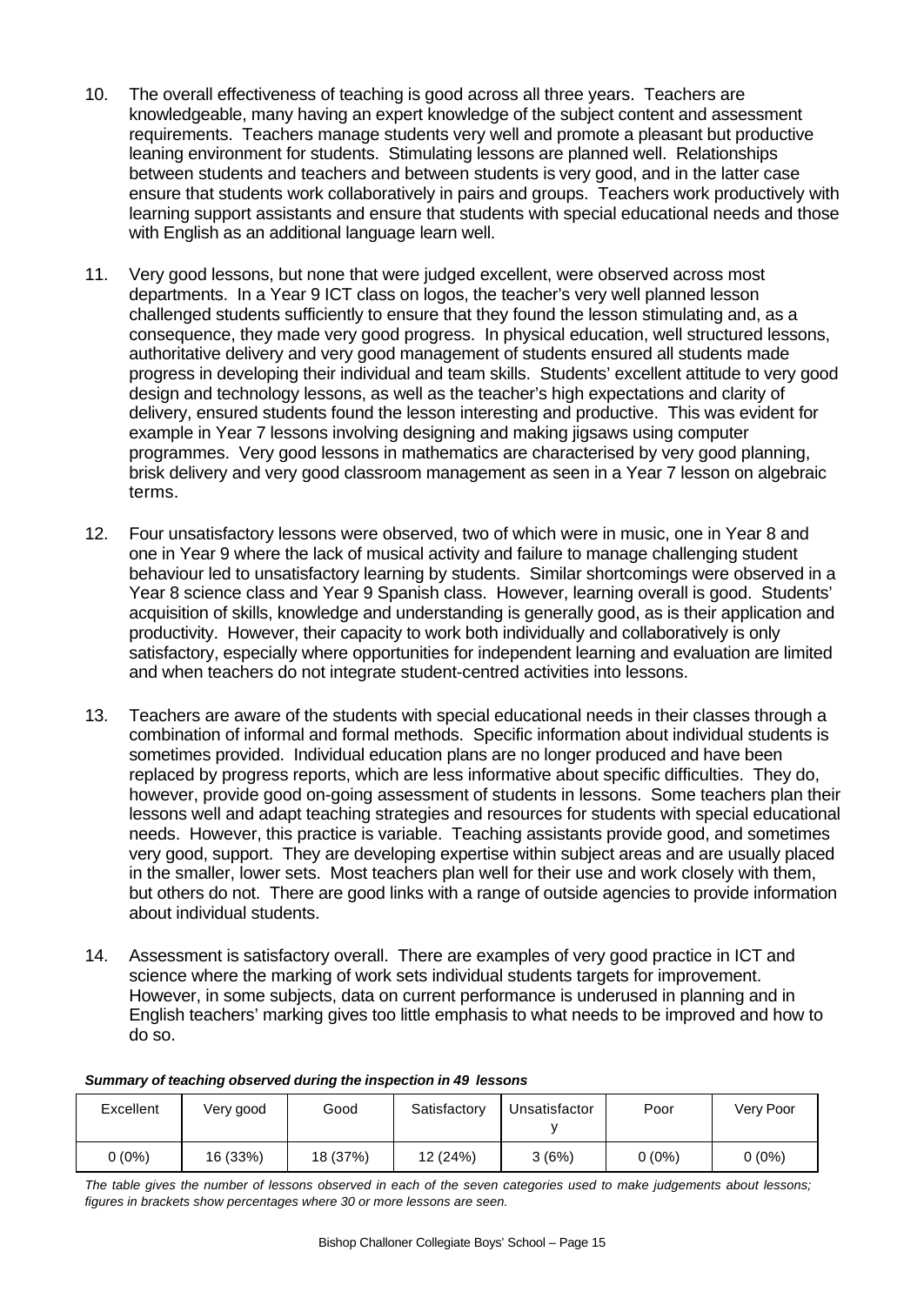10. The overall effectiveness of teaching is good across all three years. Teachers are knowledgeable, many having an expert knowledge of the subject content and assessment requirements. Teachers manage students very well and promote a pleasant but productive leaning environment for students. Stimulating lessons are planned well. Relationships between students and teachers and between students is very good, and in the latter case ensure that students work collaboratively in pairs and groups. Teachers work productively with learning support assistants and ensure that students with special educational needs and those with English as an additional language learn well.

11. Very good lessons, but none that were judged excellent, were observed across most departments. In a Year 9 ICT class on logos, the teacher's very well planned lesson challenged students sufficiently to ensure that they found the lesson stimulating and, as a consequence, they made very good progress. In physical education, well structured lessons, authoritative delivery and very good management of students ensured all students made progress in developing their individual and team skills. Students' excellent attitude to very good design and technology lessons, as well as the teacher's high expectations and clarity of delivery, ensured students found the lesson interesting and productive. This was evident for example in Year 7 lessons involving designing and making jigsaws using computer programmes. Very good lessons in mathematics are characterised by very good planning, brisk delivery and very good classroom management as seen in a Year 7 lesson on algebraic terms.

12. Four unsatisfactory lessons were observed, two of which were in music, one in Year 8 and one in Year 9 where the lack of musical activity and failure to manage challenging student behaviour led to unsatisfactory learning by students. Similar shortcomings were observed in a Year 8 science class and Year 9 Spanish class. However, learning overall is good. Students' acquisition of skills, knowledge and understanding is generally good, as is their application and productivity. However, their capacity to work both individually and collaboratively is only satisfactory, especially where opportunities for independent learning and evaluation are limited and when teachers do not integrate student-centred activities into lessons.

13. Teachers are aware of the students with special educational needs in their classes through a combination of informal and formal methods. Specific information about individual students is sometimes provided. Individual education plans are no longer produced and have been replaced by progress reports, which are less informative about specific difficulties. They do, however, provide good on-going assessment of students in lessons. Some teachers plan their lessons well and adapt teaching strategies and resources for students with special educational needs. However, this practice is variable. Teaching assistants provide good, and sometimes very good, support. They are developing expertise within subject areas and are usually placed in the smaller, lower sets. Most teachers plan well for their use and work closely with them, but others do not. There are good links with a range of outside agencies to provide information about individual students.

14. Assessment is satisfactory overall. There are examples of very good practice in ICT and science where the marking of work sets individual students targets for improvement. However, in some subjects, data on current performance is underused in planning and in English teachers' marking gives too little emphasis to what needs to be improved and how to do so.

***Summary of teaching observed during the inspection in 49 lessons***

| Excellent | Very good | Good | Satisfactory | Unsatisfactory | Poor | Very Poor |
|---|---|---|---|---|---|---|
| 0 (0%) | 16 (33%) | 18 (37%) | 12 (24%) | 3 (6%) | 0 (0%) | 0 (0%) |

*The table gives the number of lessons observed in each of the seven categories used to make judgements about lessons; figures in brackets show percentages where 30 or more lessons are seen.*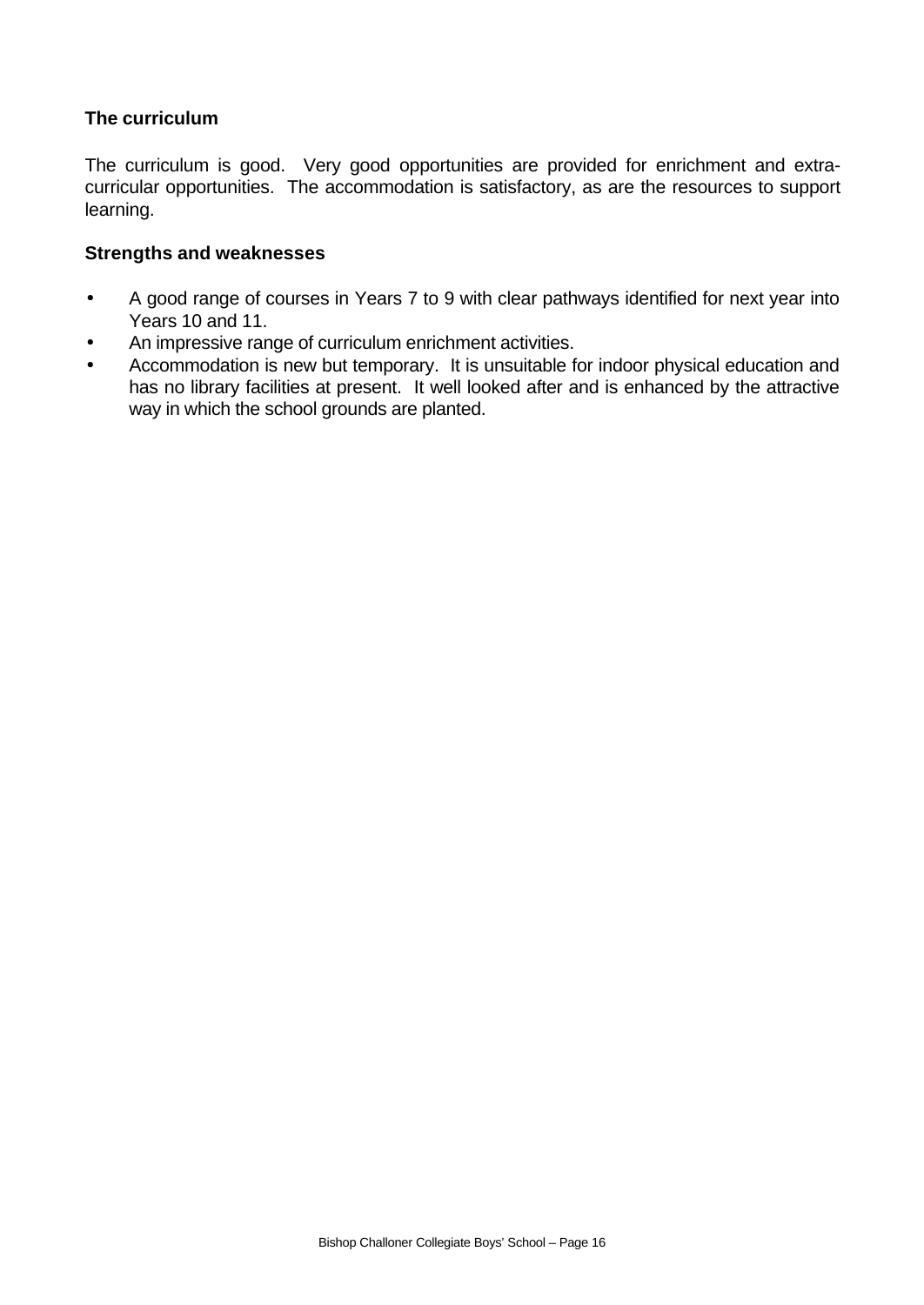### The curriculum

The curriculum is good. Very good opportunities are provided for enrichment and extra-curricular opportunities. The accommodation is satisfactory, as are the resources to support learning.

#### Strengths and weaknesses

- A good range of courses in Years 7 to 9 with clear pathways identified for next year into Years 10 and 11.
- An impressive range of curriculum enrichment activities.
- Accommodation is new but temporary. It is unsuitable for indoor physical education and has no library facilities at present. It well looked after and is enhanced by the attractive way in which the school grounds are planted.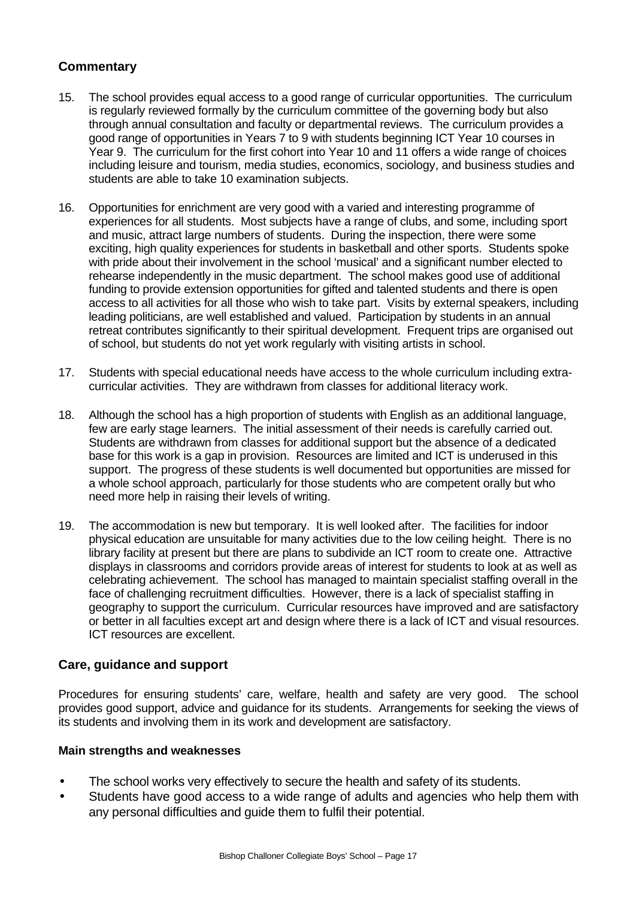## Commentary

15. The school provides equal access to a good range of curricular opportunities. The curriculum is regularly reviewed formally by the curriculum committee of the governing body but also through annual consultation and faculty or departmental reviews. The curriculum provides a good range of opportunities in Years 7 to 9 with students beginning ICT Year 10 courses in Year 9. The curriculum for the first cohort into Year 10 and 11 offers a wide range of choices including leisure and tourism, media studies, economics, sociology, and business studies and students are able to take 10 examination subjects.

16. Opportunities for enrichment are very good with a varied and interesting programme of experiences for all students. Most subjects have a range of clubs, and some, including sport and music, attract large numbers of students. During the inspection, there were some exciting, high quality experiences for students in basketball and other sports. Students spoke with pride about their involvement in the school 'musical' and a significant number elected to rehearse independently in the music department. The school makes good use of additional funding to provide extension opportunities for gifted and talented students and there is open access to all activities for all those who wish to take part. Visits by external speakers, including leading politicians, are well established and valued. Participation by students in an annual retreat contributes significantly to their spiritual development. Frequent trips are organised out of school, but students do not yet work regularly with visiting artists in school.

17. Students with special educational needs have access to the whole curriculum including extra-curricular activities. They are withdrawn from classes for additional literacy work.

18. Although the school has a high proportion of students with English as an additional language, few are early stage learners. The initial assessment of their needs is carefully carried out. Students are withdrawn from classes for additional support but the absence of a dedicated base for this work is a gap in provision. Resources are limited and ICT is underused in this support. The progress of these students is well documented but opportunities are missed for a whole school approach, particularly for those students who are competent orally but who need more help in raising their levels of writing.

19. The accommodation is new but temporary. It is well looked after. The facilities for indoor physical education are unsuitable for many activities due to the low ceiling height. There is no library facility at present but there are plans to subdivide an ICT room to create one. Attractive displays in classrooms and corridors provide areas of interest for students to look at as well as celebrating achievement. The school has managed to maintain specialist staffing overall in the face of challenging recruitment difficulties. However, there is a lack of specialist staffing in geography to support the curriculum. Curricular resources have improved and are satisfactory or better in all faculties except art and design where there is a lack of ICT and visual resources. ICT resources are excellent.

## Care, guidance and support

Procedures for ensuring students' care, welfare, health and safety are very good. The school provides good support, advice and guidance for its students. Arrangements for seeking the views of its students and involving them in its work and development are satisfactory.

**Main strengths and weaknesses**

- The school works very effectively to secure the health and safety of its students.
- Students have good access to a wide range of adults and agencies who help them with any personal difficulties and guide them to fulfil their potential.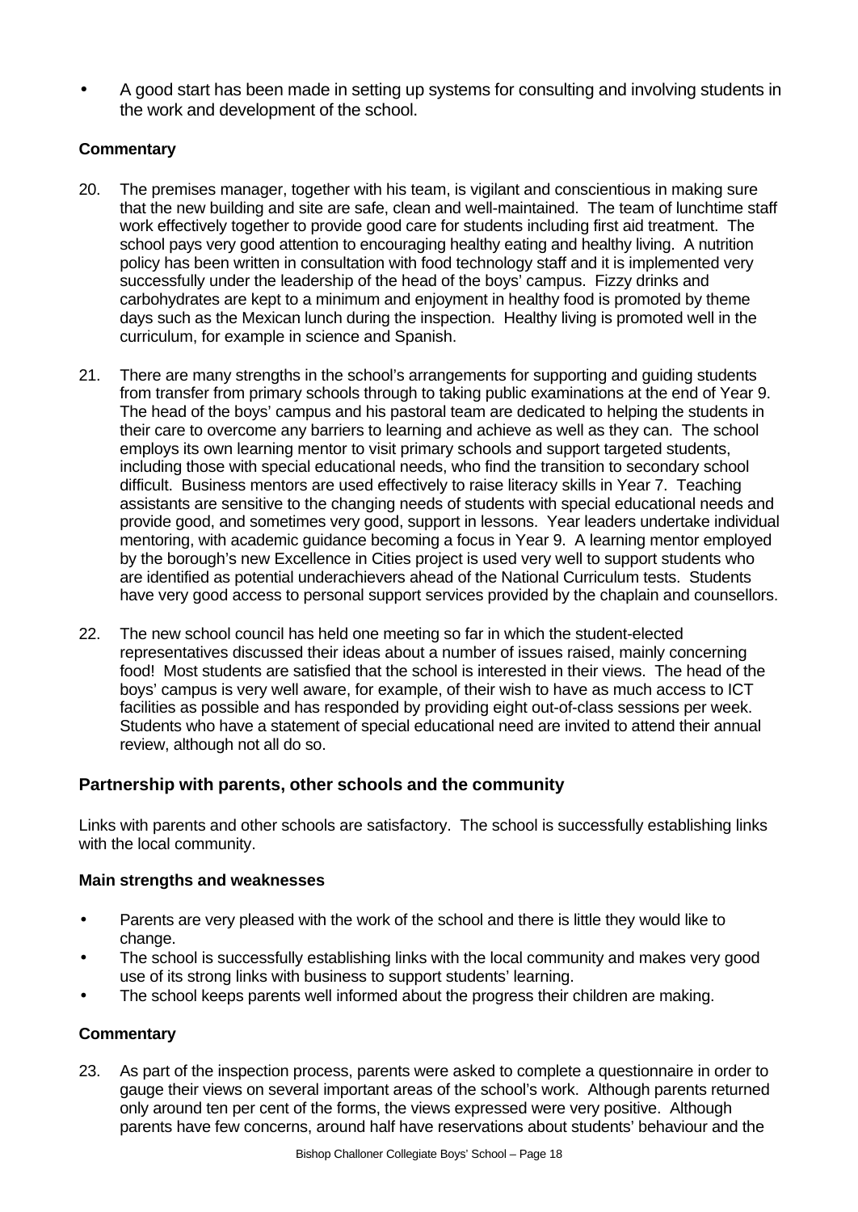- A good start has been made in setting up systems for consulting and involving students in the work and development of the school.

**Commentary**

20. The premises manager, together with his team, is vigilant and conscientious in making sure that the new building and site are safe, clean and well-maintained. The team of lunchtime staff work effectively together to provide good care for students including first aid treatment. The school pays very good attention to encouraging healthy eating and healthy living. A nutrition policy has been written in consultation with food technology staff and it is implemented very successfully under the leadership of the head of the boys' campus. Fizzy drinks and carbohydrates are kept to a minimum and enjoyment in healthy food is promoted by theme days such as the Mexican lunch during the inspection. Healthy living is promoted well in the curriculum, for example in science and Spanish.

21. There are many strengths in the school's arrangements for supporting and guiding students from transfer from primary schools through to taking public examinations at the end of Year 9. The head of the boys' campus and his pastoral team are dedicated to helping the students in their care to overcome any barriers to learning and achieve as well as they can. The school employs its own learning mentor to visit primary schools and support targeted students, including those with special educational needs, who find the transition to secondary school difficult. Business mentors are used effectively to raise literacy skills in Year 7. Teaching assistants are sensitive to the changing needs of students with special educational needs and provide good, and sometimes very good, support in lessons. Year leaders undertake individual mentoring, with academic guidance becoming a focus in Year 9. A learning mentor employed by the borough's new Excellence in Cities project is used very well to support students who are identified as potential underachievers ahead of the National Curriculum tests. Students have very good access to personal support services provided by the chaplain and counsellors.

22. The new school council has held one meeting so far in which the student-elected representatives discussed their ideas about a number of issues raised, mainly concerning food! Most students are satisfied that the school is interested in their views. The head of the boys' campus is very well aware, for example, of their wish to have as much access to ICT facilities as possible and has responded by providing eight out-of-class sessions per week. Students who have a statement of special educational need are invited to attend their annual review, although not all do so.

## Partnership with parents, other schools and the community

Links with parents and other schools are satisfactory. The school is successfully establishing links with the local community.

**Main strengths and weaknesses**

- Parents are very pleased with the work of the school and there is little they would like to change.
- The school is successfully establishing links with the local community and makes very good use of its strong links with business to support students' learning.
- The school keeps parents well informed about the progress their children are making.

**Commentary**

23. As part of the inspection process, parents were asked to complete a questionnaire in order to gauge their views on several important areas of the school's work. Although parents returned only around ten per cent of the forms, the views expressed were very positive. Although parents have few concerns, around half have reservations about students' behaviour and the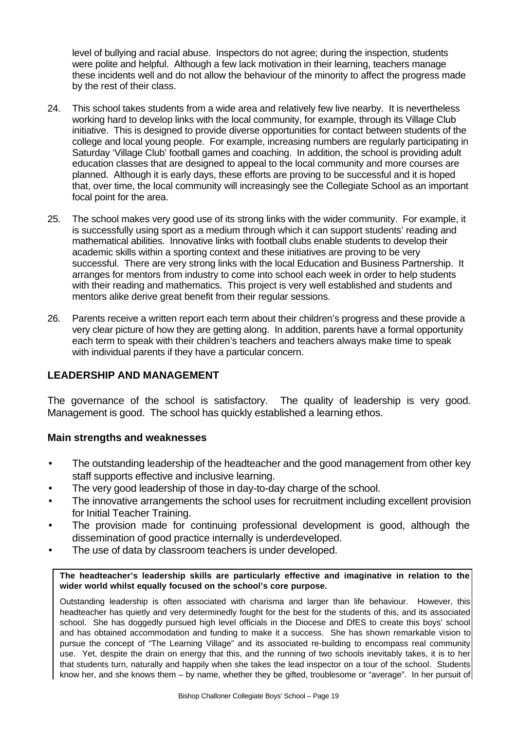level of bullying and racial abuse. Inspectors do not agree; during the inspection, students were polite and helpful. Although a few lack motivation in their learning, teachers manage these incidents well and do not allow the behaviour of the minority to affect the progress made by the rest of their class.

24. This school takes students from a wide area and relatively few live nearby. It is nevertheless working hard to develop links with the local community, for example, through its Village Club initiative. This is designed to provide diverse opportunities for contact between students of the college and local young people. For example, increasing numbers are regularly participating in Saturday 'Village Club' football games and coaching. In addition, the school is providing adult education classes that are designed to appeal to the local community and more courses are planned. Although it is early days, these efforts are proving to be successful and it is hoped that, over time, the local community will increasingly see the Collegiate School as an important focal point for the area.

25. The school makes very good use of its strong links with the wider community. For example, it is successfully using sport as a medium through which it can support students' reading and mathematical abilities. Innovative links with football clubs enable students to develop their academic skills within a sporting context and these initiatives are proving to be very successful. There are very strong links with the local Education and Business Partnership. It arranges for mentors from industry to come into school each week in order to help students with their reading and mathematics. This project is very well established and students and mentors alike derive great benefit from their regular sessions.

26. Parents receive a written report each term about their children's progress and these provide a very clear picture of how they are getting along. In addition, parents have a formal opportunity each term to speak with their children's teachers and teachers always make time to speak with individual parents if they have a particular concern.

## LEADERSHIP AND MANAGEMENT

The governance of the school is satisfactory. The quality of leadership is very good. Management is good. The school has quickly established a learning ethos.

### Main strengths and weaknesses

- The outstanding leadership of the headteacher and the good management from other key staff supports effective and inclusive learning.
- The very good leadership of those in day-to-day charge of the school.
- The innovative arrangements the school uses for recruitment including excellent provision for Initial Teacher Training.
- The provision made for continuing professional development is good, although the dissemination of good practice internally is underdeveloped.
- The use of data by classroom teachers is under developed.

**The headteacher's leadership skills are particularly effective and imaginative in relation to the wider world whilst equally focused on the school's core purpose.**

Outstanding leadership is often associated with charisma and larger than life behaviour. However, this headteacher has quietly and very determinedly fought for the best for the students of this, and its associated school. She has doggedly pursued high level officials in the Diocese and DfES to create this boys' school and has obtained accommodation and funding to make it a success. She has shown remarkable vision to pursue the concept of "The Learning Village" and its associated re-building to encompass real community use. Yet, despite the drain on energy that this, and the running of two schools inevitably takes, it is to her that students turn, naturally and happily when she takes the lead inspector on a tour of the school. Students know her, and she knows them – by name, whether they be gifted, troublesome or "average". In her pursuit of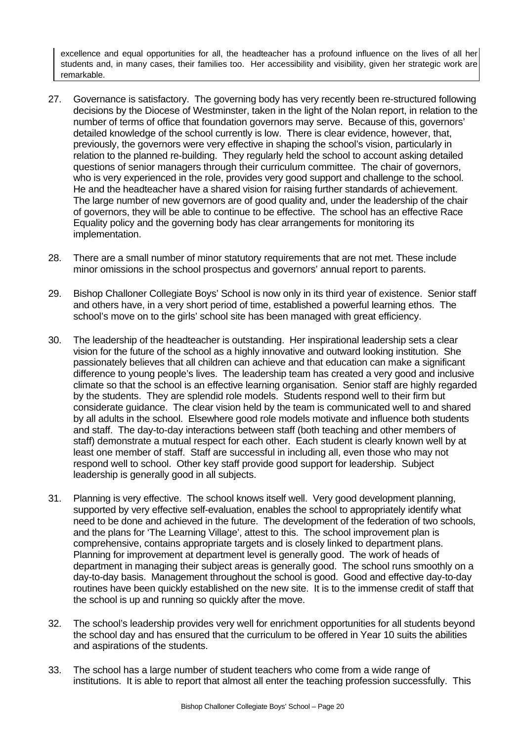excellence and equal opportunities for all, the headteacher has a profound influence on the lives of all her students and, in many cases, their families too. Her accessibility and visibility, given her strategic work are remarkable.

27. Governance is satisfactory. The governing body has very recently been re-structured following decisions by the Diocese of Westminster, taken in the light of the Nolan report, in relation to the number of terms of office that foundation governors may serve. Because of this, governors' detailed knowledge of the school currently is low. There is clear evidence, however, that, previously, the governors were very effective in shaping the school's vision, particularly in relation to the planned re-building. They regularly held the school to account asking detailed questions of senior managers through their curriculum committee. The chair of governors, who is very experienced in the role, provides very good support and challenge to the school. He and the headteacher have a shared vision for raising further standards of achievement. The large number of new governors are of good quality and, under the leadership of the chair of governors, they will be able to continue to be effective. The school has an effective Race Equality policy and the governing body has clear arrangements for monitoring its implementation.

28. There are a small number of minor statutory requirements that are not met. These include minor omissions in the school prospectus and governors' annual report to parents.

29. Bishop Challoner Collegiate Boys' School is now only in its third year of existence. Senior staff and others have, in a very short period of time, established a powerful learning ethos. The school's move on to the girls' school site has been managed with great efficiency.

30. The leadership of the headteacher is outstanding. Her inspirational leadership sets a clear vision for the future of the school as a highly innovative and outward looking institution. She passionately believes that all children can achieve and that education can make a significant difference to young people's lives. The leadership team has created a very good and inclusive climate so that the school is an effective learning organisation. Senior staff are highly regarded by the students. They are splendid role models. Students respond well to their firm but considerate guidance. The clear vision held by the team is communicated well to and shared by all adults in the school. Elsewhere good role models motivate and influence both students and staff. The day-to-day interactions between staff (both teaching and other members of staff) demonstrate a mutual respect for each other. Each student is clearly known well by at least one member of staff. Staff are successful in including all, even those who may not respond well to school. Other key staff provide good support for leadership. Subject leadership is generally good in all subjects.

31. Planning is very effective. The school knows itself well. Very good development planning, supported by very effective self-evaluation, enables the school to appropriately identify what need to be done and achieved in the future. The development of the federation of two schools, and the plans for 'The Learning Village', attest to this. The school improvement plan is comprehensive, contains appropriate targets and is closely linked to department plans. Planning for improvement at department level is generally good. The work of heads of department in managing their subject areas is generally good. The school runs smoothly on a day-to-day basis. Management throughout the school is good. Good and effective day-to-day routines have been quickly established on the new site. It is to the immense credit of staff that the school is up and running so quickly after the move.

32. The school's leadership provides very well for enrichment opportunities for all students beyond the school day and has ensured that the curriculum to be offered in Year 10 suits the abilities and aspirations of the students.

33. The school has a large number of student teachers who come from a wide range of institutions. It is able to report that almost all enter the teaching profession successfully. This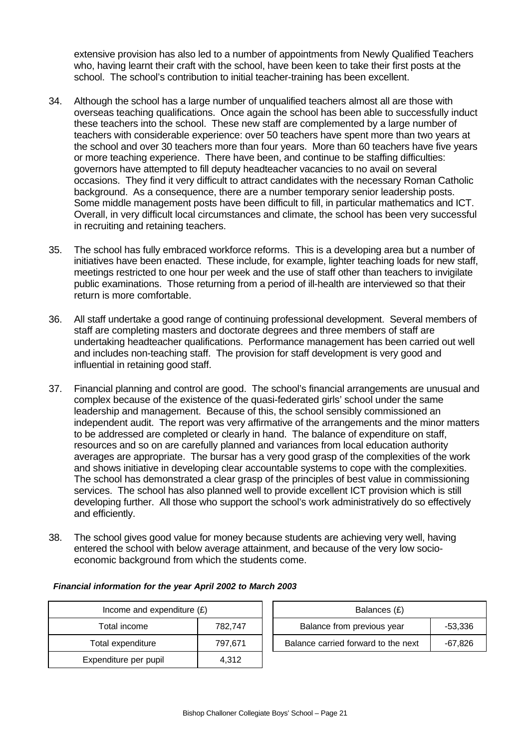extensive provision has also led to a number of appointments from Newly Qualified Teachers who, having learnt their craft with the school, have been keen to take their first posts at the school. The school's contribution to initial teacher-training has been excellent.

34. Although the school has a large number of unqualified teachers almost all are those with overseas teaching qualifications. Once again the school has been able to successfully induct these teachers into the school. These new staff are complemented by a large number of teachers with considerable experience: over 50 teachers have spent more than two years at the school and over 30 teachers more than four years. More than 60 teachers have five years or more teaching experience. There have been, and continue to be staffing difficulties: governors have attempted to fill deputy headteacher vacancies to no avail on several occasions. They find it very difficult to attract candidates with the necessary Roman Catholic background. As a consequence, there are a number temporary senior leadership posts. Some middle management posts have been difficult to fill, in particular mathematics and ICT. Overall, in very difficult local circumstances and climate, the school has been very successful in recruiting and retaining teachers.

35. The school has fully embraced workforce reforms. This is a developing area but a number of initiatives have been enacted. These include, for example, lighter teaching loads for new staff, meetings restricted to one hour per week and the use of staff other than teachers to invigilate public examinations. Those returning from a period of ill-health are interviewed so that their return is more comfortable.

36. All staff undertake a good range of continuing professional development. Several members of staff are completing masters and doctorate degrees and three members of staff are undertaking headteacher qualifications. Performance management has been carried out well and includes non-teaching staff. The provision for staff development is very good and influential in retaining good staff.

37. Financial planning and control are good. The school's financial arrangements are unusual and complex because of the existence of the quasi-federated girls' school under the same leadership and management. Because of this, the school sensibly commissioned an independent audit. The report was very affirmative of the arrangements and the minor matters to be addressed are completed or clearly in hand. The balance of expenditure on staff, resources and so on are carefully planned and variances from local education authority averages are appropriate. The bursar has a very good grasp of the complexities of the work and shows initiative in developing clear accountable systems to cope with the complexities. The school has demonstrated a clear grasp of the principles of best value in commissioning services. The school has also planned well to provide excellent ICT provision which is still developing further. All those who support the school's work administratively do so effectively and efficiently.

38. The school gives good value for money because students are achieving very well, having entered the school with below average attainment, and because of the very low socio-economic background from which the students come.

***Financial information for the year April 2002 to March 2003***

| Income and expenditure (£) | |
|---|---|
| Total income | 782,747 |
| Total expenditure | 797,671 |
| Expenditure per pupil | 4,312 |

| Balances (£) | |
|---|---|
| Balance from previous year | -53,336 |
| Balance carried forward to the next | -67,826 |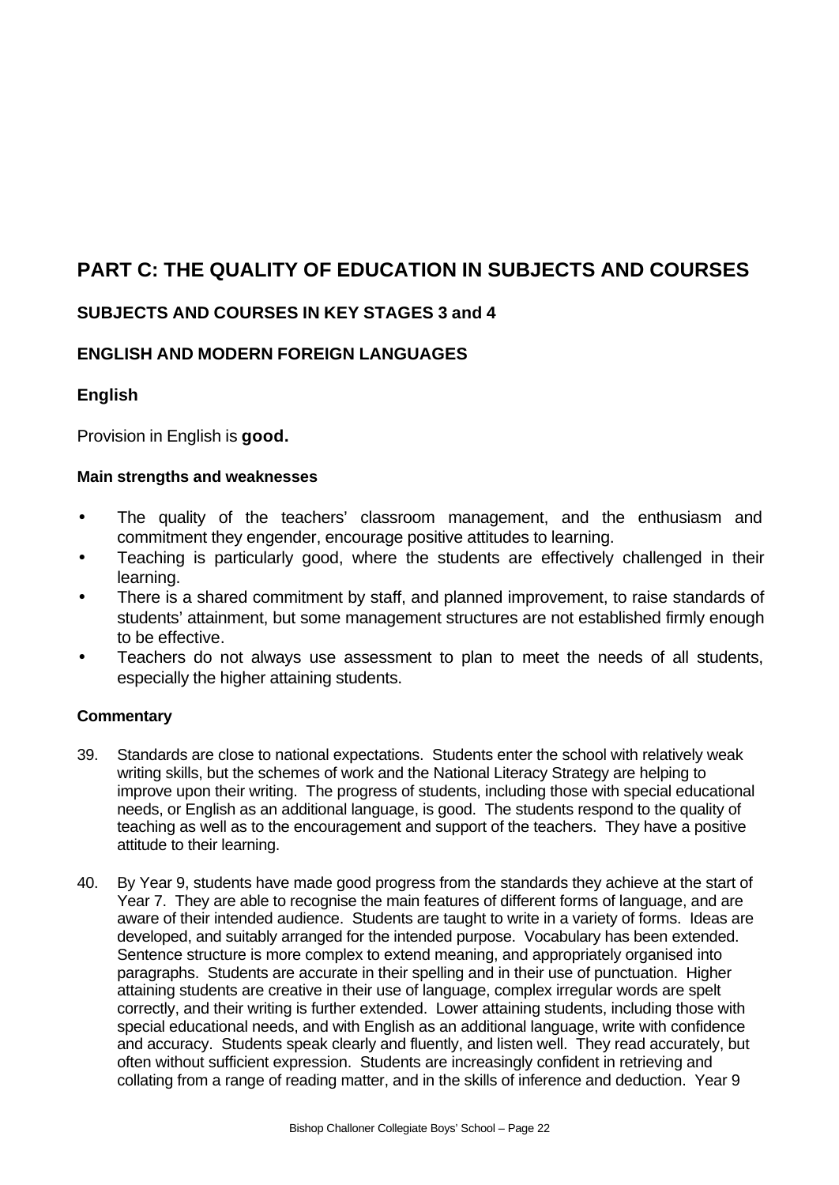# PART C: THE QUALITY OF EDUCATION IN SUBJECTS AND COURSES

## SUBJECTS AND COURSES IN KEY STAGES 3 and 4

## ENGLISH AND MODERN FOREIGN LANGUAGES

### English

Provision in English is **good.**

#### Main strengths and weaknesses

- The quality of the teachers' classroom management, and the enthusiasm and commitment they engender, encourage positive attitudes to learning.
- Teaching is particularly good, where the students are effectively challenged in their learning.
- There is a shared commitment by staff, and planned improvement, to raise standards of students' attainment, but some management structures are not established firmly enough to be effective.
- Teachers do not always use assessment to plan to meet the needs of all students, especially the higher attaining students.

#### Commentary

39. Standards are close to national expectations. Students enter the school with relatively weak writing skills, but the schemes of work and the National Literacy Strategy are helping to improve upon their writing. The progress of students, including those with special educational needs, or English as an additional language, is good. The students respond to the quality of teaching as well as to the encouragement and support of the teachers. They have a positive attitude to their learning.

40. By Year 9, students have made good progress from the standards they achieve at the start of Year 7. They are able to recognise the main features of different forms of language, and are aware of their intended audience. Students are taught to write in a variety of forms. Ideas are developed, and suitably arranged for the intended purpose. Vocabulary has been extended. Sentence structure is more complex to extend meaning, and appropriately organised into paragraphs. Students are accurate in their spelling and in their use of punctuation. Higher attaining students are creative in their use of language, complex irregular words are spelt correctly, and their writing is further extended. Lower attaining students, including those with special educational needs, and with English as an additional language, write with confidence and accuracy. Students speak clearly and fluently, and listen well. They read accurately, but often without sufficient expression. Students are increasingly confident in retrieving and collating from a range of reading matter, and in the skills of inference and deduction. Year 9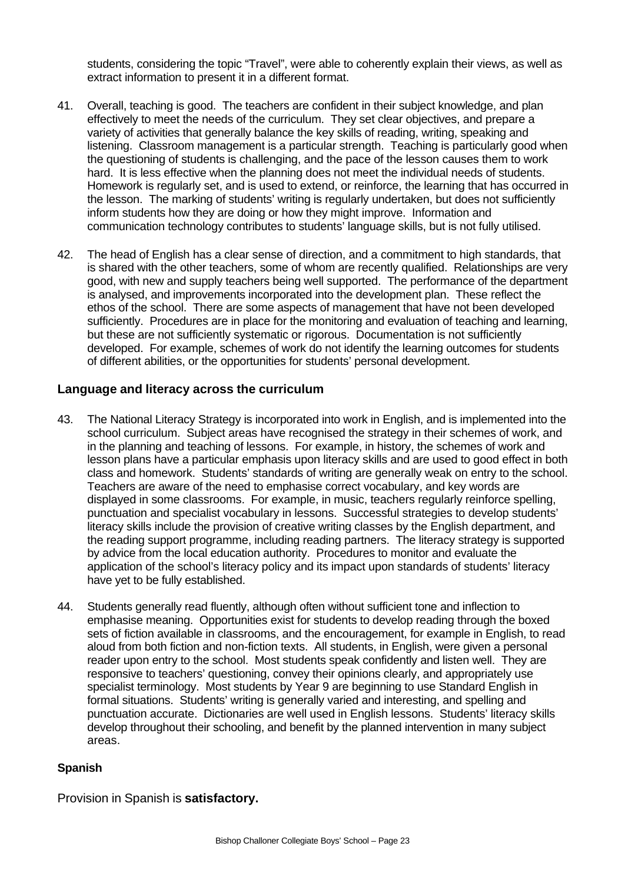students, considering the topic "Travel", were able to coherently explain their views, as well as extract information to present it in a different format.

41. Overall, teaching is good. The teachers are confident in their subject knowledge, and plan effectively to meet the needs of the curriculum. They set clear objectives, and prepare a variety of activities that generally balance the key skills of reading, writing, speaking and listening. Classroom management is a particular strength. Teaching is particularly good when the questioning of students is challenging, and the pace of the lesson causes them to work hard. It is less effective when the planning does not meet the individual needs of students. Homework is regularly set, and is used to extend, or reinforce, the learning that has occurred in the lesson. The marking of students' writing is regularly undertaken, but does not sufficiently inform students how they are doing or how they might improve. Information and communication technology contributes to students' language skills, but is not fully utilised.

42. The head of English has a clear sense of direction, and a commitment to high standards, that is shared with the other teachers, some of whom are recently qualified. Relationships are very good, with new and supply teachers being well supported. The performance of the department is analysed, and improvements incorporated into the development plan. These reflect the ethos of the school. There are some aspects of management that have not been developed sufficiently. Procedures are in place for the monitoring and evaluation of teaching and learning, but these are not sufficiently systematic or rigorous. Documentation is not sufficiently developed. For example, schemes of work do not identify the learning outcomes for students of different abilities, or the opportunities for students' personal development.

### Language and literacy across the curriculum

43. The National Literacy Strategy is incorporated into work in English, and is implemented into the school curriculum. Subject areas have recognised the strategy in their schemes of work, and in the planning and teaching of lessons. For example, in history, the schemes of work and lesson plans have a particular emphasis upon literacy skills and are used to good effect in both class and homework. Students' standards of writing are generally weak on entry to the school. Teachers are aware of the need to emphasise correct vocabulary, and key words are displayed in some classrooms. For example, in music, teachers regularly reinforce spelling, punctuation and specialist vocabulary in lessons. Successful strategies to develop students' literacy skills include the provision of creative writing classes by the English department, and the reading support programme, including reading partners. The literacy strategy is supported by advice from the local education authority. Procedures to monitor and evaluate the application of the school's literacy policy and its impact upon standards of students' literacy have yet to be fully established.

44. Students generally read fluently, although often without sufficient tone and inflection to emphasise meaning. Opportunities exist for students to develop reading through the boxed sets of fiction available in classrooms, and the encouragement, for example in English, to read aloud from both fiction and non-fiction texts. All students, in English, were given a personal reader upon entry to the school. Most students speak confidently and listen well. They are responsive to teachers' questioning, convey their opinions clearly, and appropriately use specialist terminology. Most students by Year 9 are beginning to use Standard English in formal situations. Students' writing is generally varied and interesting, and spelling and punctuation accurate. Dictionaries are well used in English lessons. Students' literacy skills develop throughout their schooling, and benefit by the planned intervention in many subject areas.

#### Spanish

Provision in Spanish is **satisfactory.**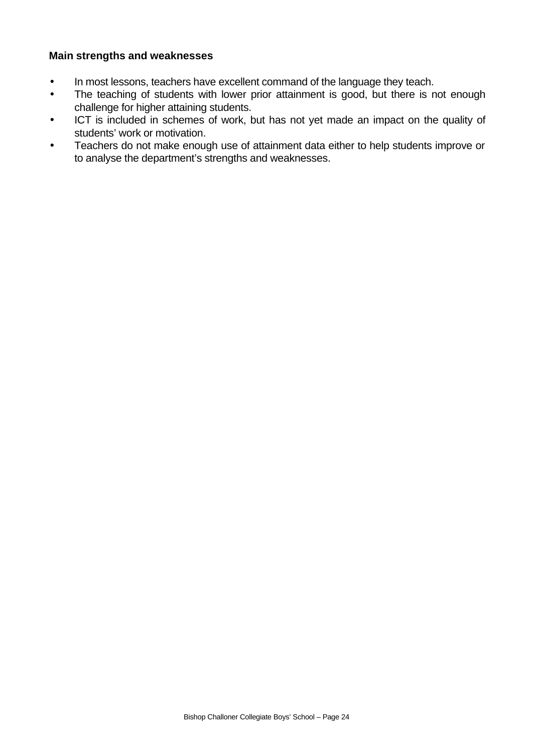**Main strengths and weaknesses**

- In most lessons, teachers have excellent command of the language they teach.
- The teaching of students with lower prior attainment is good, but there is not enough challenge for higher attaining students.
- ICT is included in schemes of work, but has not yet made an impact on the quality of students' work or motivation.
- Teachers do not make enough use of attainment data either to help students improve or to analyse the department's strengths and weaknesses.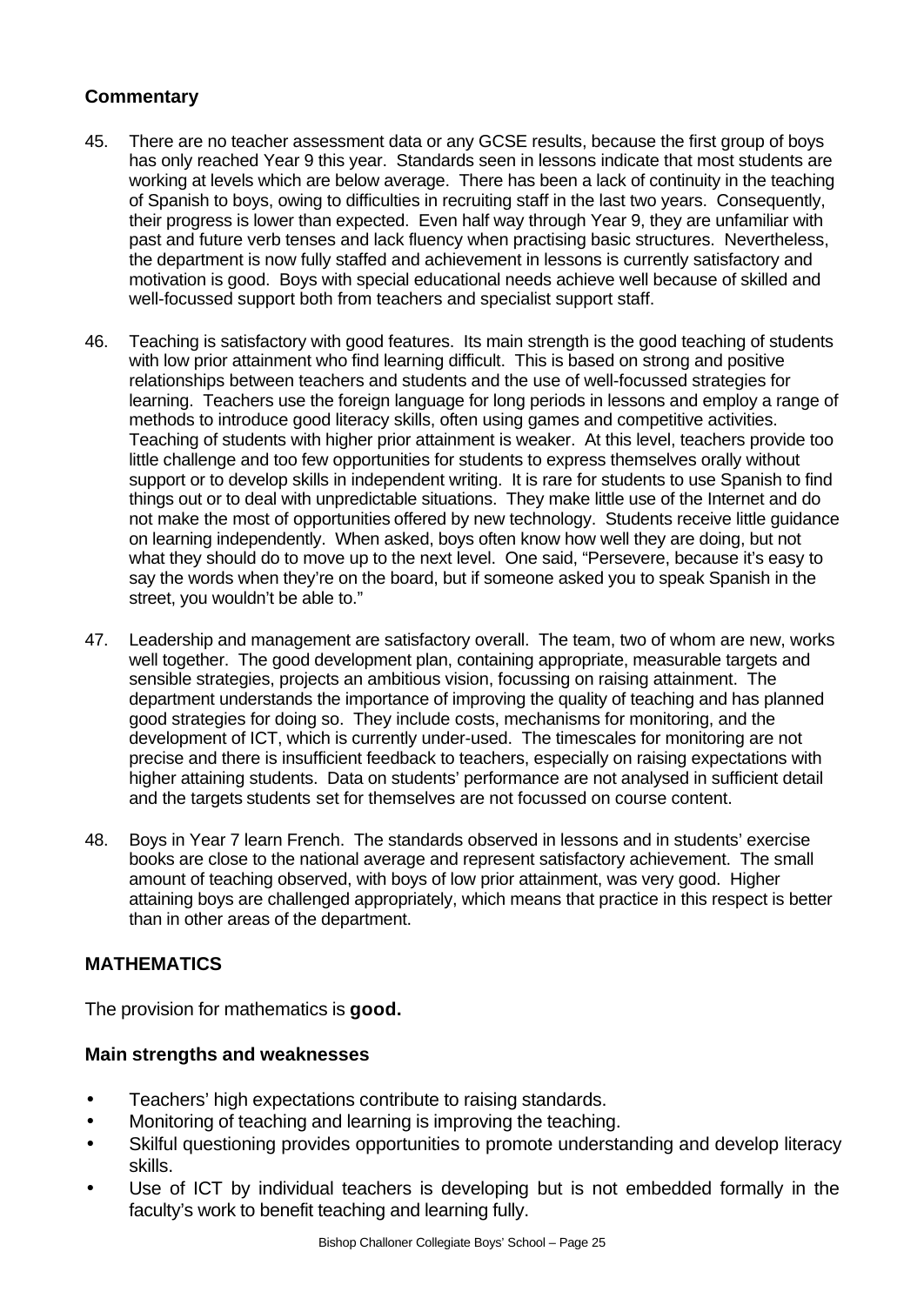### Commentary

45. There are no teacher assessment data or any GCSE results, because the first group of boys has only reached Year 9 this year. Standards seen in lessons indicate that most students are working at levels which are below average. There has been a lack of continuity in the teaching of Spanish to boys, owing to difficulties in recruiting staff in the last two years. Consequently, their progress is lower than expected. Even half way through Year 9, they are unfamiliar with past and future verb tenses and lack fluency when practising basic structures. Nevertheless, the department is now fully staffed and achievement in lessons is currently satisfactory and motivation is good. Boys with special educational needs achieve well because of skilled and well-focussed support both from teachers and specialist support staff.

46. Teaching is satisfactory with good features. Its main strength is the good teaching of students with low prior attainment who find learning difficult. This is based on strong and positive relationships between teachers and students and the use of well-focussed strategies for learning. Teachers use the foreign language for long periods in lessons and employ a range of methods to introduce good literacy skills, often using games and competitive activities. Teaching of students with higher prior attainment is weaker. At this level, teachers provide too little challenge and too few opportunities for students to express themselves orally without support or to develop skills in independent writing. It is rare for students to use Spanish to find things out or to deal with unpredictable situations. They make little use of the Internet and do not make the most of opportunities offered by new technology. Students receive little guidance on learning independently. When asked, boys often know how well they are doing, but not what they should do to move up to the next level. One said, "Persevere, because it's easy to say the words when they're on the board, but if someone asked you to speak Spanish in the street, you wouldn't be able to."

47. Leadership and management are satisfactory overall. The team, two of whom are new, works well together. The good development plan, containing appropriate, measurable targets and sensible strategies, projects an ambitious vision, focussing on raising attainment. The department understands the importance of improving the quality of teaching and has planned good strategies for doing so. They include costs, mechanisms for monitoring, and the development of ICT, which is currently under-used. The timescales for monitoring are not precise and there is insufficient feedback to teachers, especially on raising expectations with higher attaining students. Data on students' performance are not analysed in sufficient detail and the targets students set for themselves are not focussed on course content.

48. Boys in Year 7 learn French. The standards observed in lessons and in students' exercise books are close to the national average and represent satisfactory achievement. The small amount of teaching observed, with boys of low prior attainment, was very good. Higher attaining boys are challenged appropriately, which means that practice in this respect is better than in other areas of the department.

## MATHEMATICS

The provision for mathematics is **good.**

### Main strengths and weaknesses

- Teachers' high expectations contribute to raising standards.
- Monitoring of teaching and learning is improving the teaching.
- Skilful questioning provides opportunities to promote understanding and develop literacy skills.
- Use of ICT by individual teachers is developing but is not embedded formally in the faculty's work to benefit teaching and learning fully.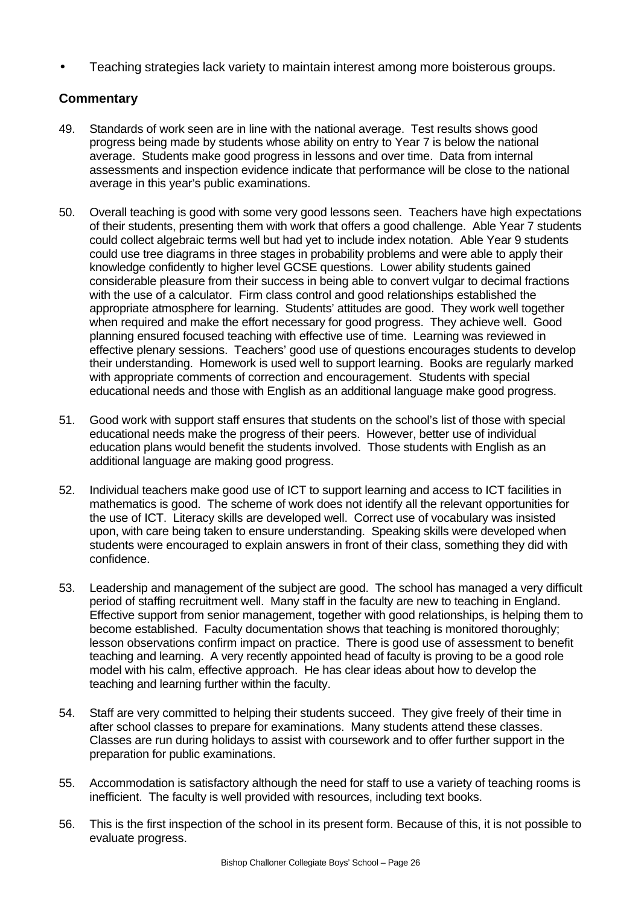- Teaching strategies lack variety to maintain interest among more boisterous groups.

### Commentary

49. Standards of work seen are in line with the national average. Test results shows good progress being made by students whose ability on entry to Year 7 is below the national average. Students make good progress in lessons and over time. Data from internal assessments and inspection evidence indicate that performance will be close to the national average in this year's public examinations.

50. Overall teaching is good with some very good lessons seen. Teachers have high expectations of their students, presenting them with work that offers a good challenge. Able Year 7 students could collect algebraic terms well but had yet to include index notation. Able Year 9 students could use tree diagrams in three stages in probability problems and were able to apply their knowledge confidently to higher level GCSE questions. Lower ability students gained considerable pleasure from their success in being able to convert vulgar to decimal fractions with the use of a calculator. Firm class control and good relationships established the appropriate atmosphere for learning. Students' attitudes are good. They work well together when required and make the effort necessary for good progress. They achieve well. Good planning ensured focused teaching with effective use of time. Learning was reviewed in effective plenary sessions. Teachers' good use of questions encourages students to develop their understanding. Homework is used well to support learning. Books are regularly marked with appropriate comments of correction and encouragement. Students with special educational needs and those with English as an additional language make good progress.

51. Good work with support staff ensures that students on the school's list of those with special educational needs make the progress of their peers. However, better use of individual education plans would benefit the students involved. Those students with English as an additional language are making good progress.

52. Individual teachers make good use of ICT to support learning and access to ICT facilities in mathematics is good. The scheme of work does not identify all the relevant opportunities for the use of ICT. Literacy skills are developed well. Correct use of vocabulary was insisted upon, with care being taken to ensure understanding. Speaking skills were developed when students were encouraged to explain answers in front of their class, something they did with confidence.

53. Leadership and management of the subject are good. The school has managed a very difficult period of staffing recruitment well. Many staff in the faculty are new to teaching in England. Effective support from senior management, together with good relationships, is helping them to become established. Faculty documentation shows that teaching is monitored thoroughly; lesson observations confirm impact on practice. There is good use of assessment to benefit teaching and learning. A very recently appointed head of faculty is proving to be a good role model with his calm, effective approach. He has clear ideas about how to develop the teaching and learning further within the faculty.

54. Staff are very committed to helping their students succeed. They give freely of their time in after school classes to prepare for examinations. Many students attend these classes. Classes are run during holidays to assist with coursework and to offer further support in the preparation for public examinations.

55. Accommodation is satisfactory although the need for staff to use a variety of teaching rooms is inefficient. The faculty is well provided with resources, including text books.

56. This is the first inspection of the school in its present form. Because of this, it is not possible to evaluate progress.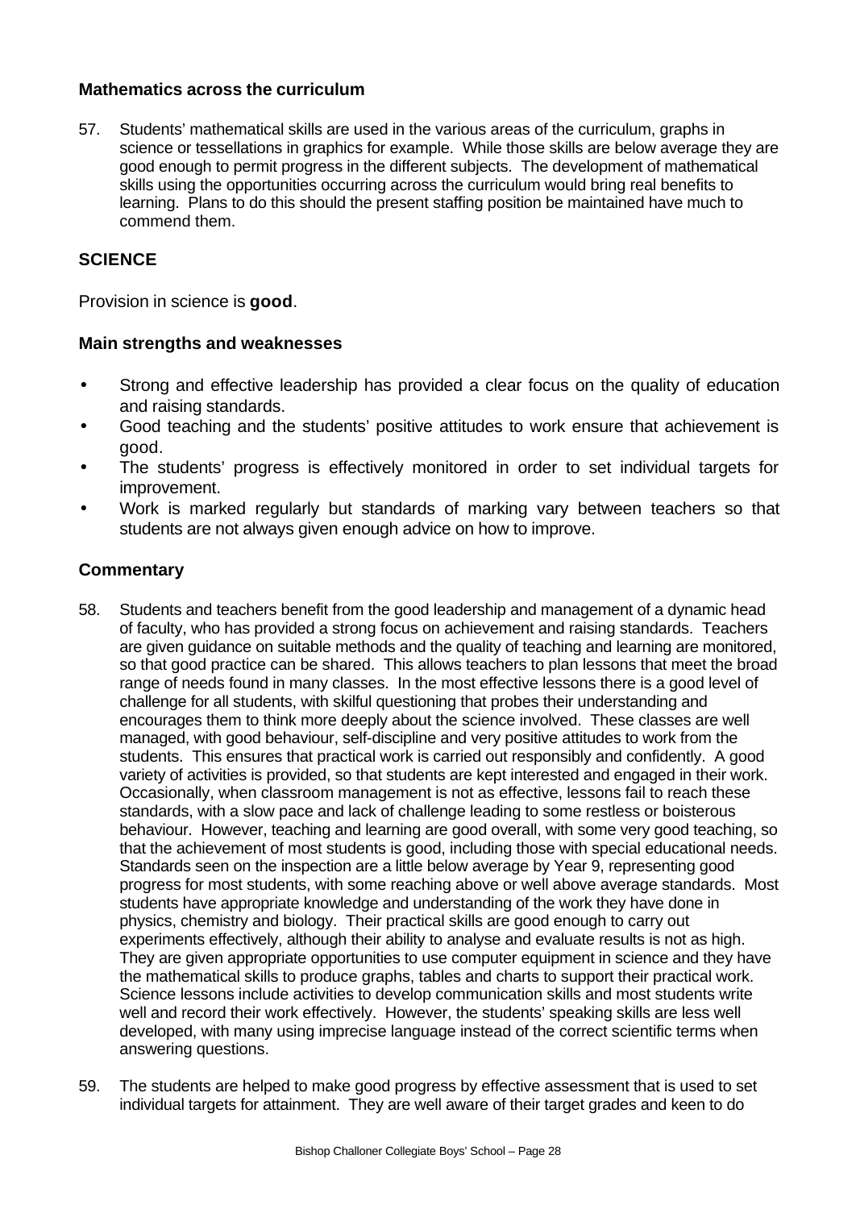### Mathematics across the curriculum

57. Students' mathematical skills are used in the various areas of the curriculum, graphs in science or tessellations in graphics for example. While those skills are below average they are good enough to permit progress in the different subjects. The development of mathematical skills using the opportunities occurring across the curriculum would bring real benefits to learning. Plans to do this should the present staffing position be maintained have much to commend them.

## SCIENCE

Provision in science is **good**.

### Main strengths and weaknesses

- Strong and effective leadership has provided a clear focus on the quality of education and raising standards.
- Good teaching and the students' positive attitudes to work ensure that achievement is good.
- The students' progress is effectively monitored in order to set individual targets for improvement.
- Work is marked regularly but standards of marking vary between teachers so that students are not always given enough advice on how to improve.

### Commentary

58. Students and teachers benefit from the good leadership and management of a dynamic head of faculty, who has provided a strong focus on achievement and raising standards. Teachers are given guidance on suitable methods and the quality of teaching and learning are monitored, so that good practice can be shared. This allows teachers to plan lessons that meet the broad range of needs found in many classes. In the most effective lessons there is a good level of challenge for all students, with skilful questioning that probes their understanding and encourages them to think more deeply about the science involved. These classes are well managed, with good behaviour, self-discipline and very positive attitudes to work from the students. This ensures that practical work is carried out responsibly and confidently. A good variety of activities is provided, so that students are kept interested and engaged in their work. Occasionally, when classroom management is not as effective, lessons fail to reach these standards, with a slow pace and lack of challenge leading to some restless or boisterous behaviour. However, teaching and learning are good overall, with some very good teaching, so that the achievement of most students is good, including those with special educational needs. Standards seen on the inspection are a little below average by Year 9, representing good progress for most students, with some reaching above or well above average standards. Most students have appropriate knowledge and understanding of the work they have done in physics, chemistry and biology. Their practical skills are good enough to carry out experiments effectively, although their ability to analyse and evaluate results is not as high. They are given appropriate opportunities to use computer equipment in science and they have the mathematical skills to produce graphs, tables and charts to support their practical work. Science lessons include activities to develop communication skills and most students write well and record their work effectively. However, the students' speaking skills are less well developed, with many using imprecise language instead of the correct scientific terms when answering questions.

59. The students are helped to make good progress by effective assessment that is used to set individual targets for attainment. They are well aware of their target grades and keen to do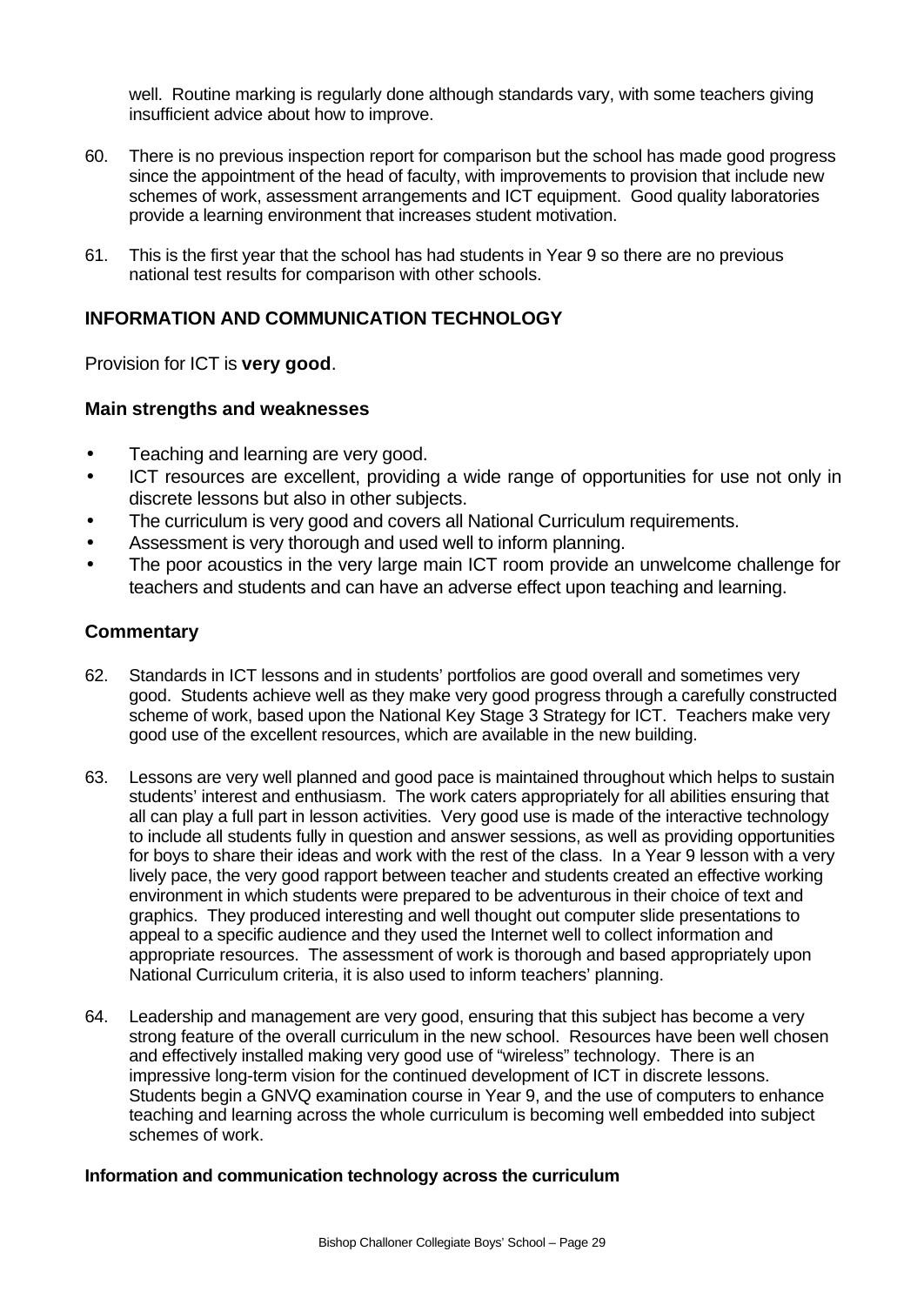well. Routine marking is regularly done although standards vary, with some teachers giving insufficient advice about how to improve.

60. There is no previous inspection report for comparison but the school has made good progress since the appointment of the head of faculty, with improvements to provision that include new schemes of work, assessment arrangements and ICT equipment. Good quality laboratories provide a learning environment that increases student motivation.

61. This is the first year that the school has had students in Year 9 so there are no previous national test results for comparison with other schools.

## INFORMATION AND COMMUNICATION TECHNOLOGY

Provision for ICT is **very good**.

### Main strengths and weaknesses

- Teaching and learning are very good.
- ICT resources are excellent, providing a wide range of opportunities for use not only in discrete lessons but also in other subjects.
- The curriculum is very good and covers all National Curriculum requirements.
- Assessment is very thorough and used well to inform planning.
- The poor acoustics in the very large main ICT room provide an unwelcome challenge for teachers and students and can have an adverse effect upon teaching and learning.

### Commentary

62. Standards in ICT lessons and in students' portfolios are good overall and sometimes very good. Students achieve well as they make very good progress through a carefully constructed scheme of work, based upon the National Key Stage 3 Strategy for ICT. Teachers make very good use of the excellent resources, which are available in the new building.

63. Lessons are very well planned and good pace is maintained throughout which helps to sustain students' interest and enthusiasm. The work caters appropriately for all abilities ensuring that all can play a full part in lesson activities. Very good use is made of the interactive technology to include all students fully in question and answer sessions, as well as providing opportunities for boys to share their ideas and work with the rest of the class. In a Year 9 lesson with a very lively pace, the very good rapport between teacher and students created an effective working environment in which students were prepared to be adventurous in their choice of text and graphics. They produced interesting and well thought out computer slide presentations to appeal to a specific audience and they used the Internet well to collect information and appropriate resources. The assessment of work is thorough and based appropriately upon National Curriculum criteria, it is also used to inform teachers' planning.

64. Leadership and management are very good, ensuring that this subject has become a very strong feature of the overall curriculum in the new school. Resources have been well chosen and effectively installed making very good use of "wireless" technology. There is an impressive long-term vision for the continued development of ICT in discrete lessons. Students begin a GNVQ examination course in Year 9, and the use of computers to enhance teaching and learning across the whole curriculum is becoming well embedded into subject schemes of work.

#### Information and communication technology across the curriculum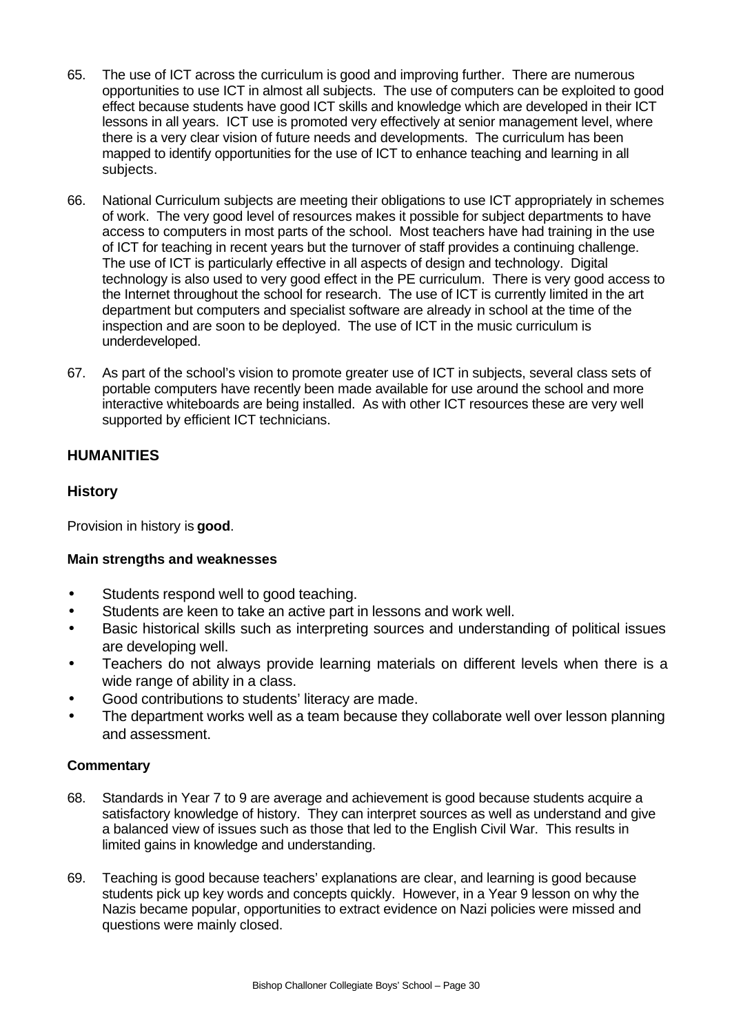65. The use of ICT across the curriculum is good and improving further. There are numerous opportunities to use ICT in almost all subjects. The use of computers can be exploited to good effect because students have good ICT skills and knowledge which are developed in their ICT lessons in all years. ICT use is promoted very effectively at senior management level, where there is a very clear vision of future needs and developments. The curriculum has been mapped to identify opportunities for the use of ICT to enhance teaching and learning in all subjects.

66. National Curriculum subjects are meeting their obligations to use ICT appropriately in schemes of work. The very good level of resources makes it possible for subject departments to have access to computers in most parts of the school. Most teachers have had training in the use of ICT for teaching in recent years but the turnover of staff provides a continuing challenge. The use of ICT is particularly effective in all aspects of design and technology. Digital technology is also used to very good effect in the PE curriculum. There is very good access to the Internet throughout the school for research. The use of ICT is currently limited in the art department but computers and specialist software are already in school at the time of the inspection and are soon to be deployed. The use of ICT in the music curriculum is underdeveloped.

67. As part of the school's vision to promote greater use of ICT in subjects, several class sets of portable computers have recently been made available for use around the school and more interactive whiteboards are being installed. As with other ICT resources these are very well supported by efficient ICT technicians.

## HUMANITIES

### History

Provision in history is **good**.

#### Main strengths and weaknesses

- Students respond well to good teaching.
- Students are keen to take an active part in lessons and work well.
- Basic historical skills such as interpreting sources and understanding of political issues are developing well.
- Teachers do not always provide learning materials on different levels when there is a wide range of ability in a class.
- Good contributions to students' literacy are made.
- The department works well as a team because they collaborate well over lesson planning and assessment.

#### Commentary

68. Standards in Year 7 to 9 are average and achievement is good because students acquire a satisfactory knowledge of history. They can interpret sources as well as understand and give a balanced view of issues such as those that led to the English Civil War. This results in limited gains in knowledge and understanding.

69. Teaching is good because teachers' explanations are clear, and learning is good because students pick up key words and concepts quickly. However, in a Year 9 lesson on why the Nazis became popular, opportunities to extract evidence on Nazi policies were missed and questions were mainly closed.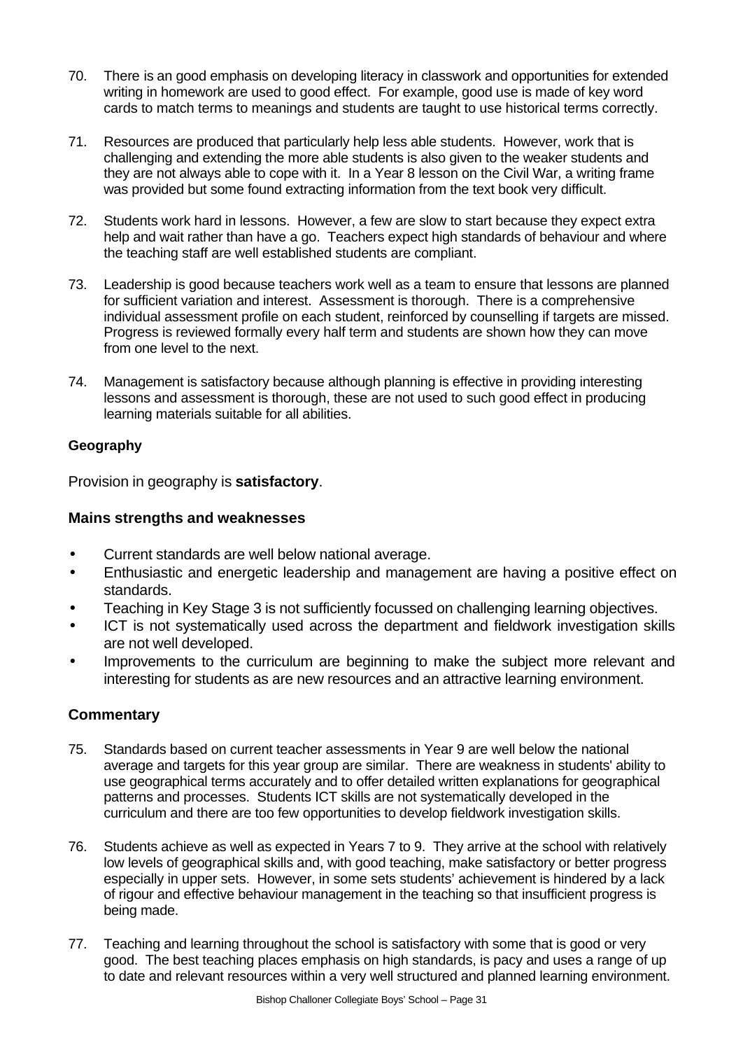70. There is an good emphasis on developing literacy in classwork and opportunities for extended writing in homework are used to good effect. For example, good use is made of key word cards to match terms to meanings and students are taught to use historical terms correctly.

71. Resources are produced that particularly help less able students. However, work that is challenging and extending the more able students is also given to the weaker students and they are not always able to cope with it. In a Year 8 lesson on the Civil War, a writing frame was provided but some found extracting information from the text book very difficult.

72. Students work hard in lessons. However, a few are slow to start because they expect extra help and wait rather than have a go. Teachers expect high standards of behaviour and where the teaching staff are well established students are compliant.

73. Leadership is good because teachers work well as a team to ensure that lessons are planned for sufficient variation and interest. Assessment is thorough. There is a comprehensive individual assessment profile on each student, reinforced by counselling if targets are missed. Progress is reviewed formally every half term and students are shown how they can move from one level to the next.

74. Management is satisfactory because although planning is effective in providing interesting lessons and assessment is thorough, these are not used to such good effect in producing learning materials suitable for all abilities.

**Geography**

Provision in geography is **satisfactory**.

**Mains strengths and weaknesses**

- Current standards are well below national average.
- Enthusiastic and energetic leadership and management are having a positive effect on standards.
- Teaching in Key Stage 3 is not sufficiently focussed on challenging learning objectives.
- ICT is not systematically used across the department and fieldwork investigation skills are not well developed.
- Improvements to the curriculum are beginning to make the subject more relevant and interesting for students as are new resources and an attractive learning environment.

**Commentary**

75. Standards based on current teacher assessments in Year 9 are well below the national average and targets for this year group are similar. There are weakness in students' ability to use geographical terms accurately and to offer detailed written explanations for geographical patterns and processes. Students ICT skills are not systematically developed in the curriculum and there are too few opportunities to develop fieldwork investigation skills.

76. Students achieve as well as expected in Years 7 to 9. They arrive at the school with relatively low levels of geographical skills and, with good teaching, make satisfactory or better progress especially in upper sets. However, in some sets students' achievement is hindered by a lack of rigour and effective behaviour management in the teaching so that insufficient progress is being made.

77. Teaching and learning throughout the school is satisfactory with some that is good or very good. The best teaching places emphasis on high standards, is pacy and uses a range of up to date and relevant resources within a very well structured and planned learning environment.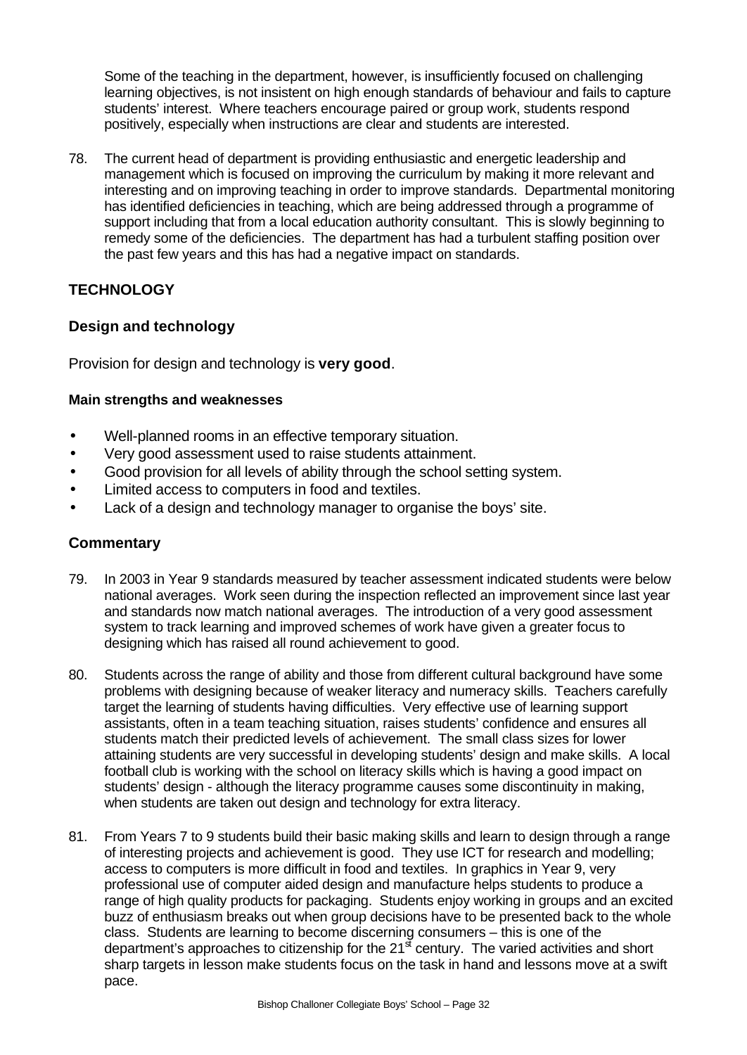Some of the teaching in the department, however, is insufficiently focused on challenging learning objectives, is not insistent on high enough standards of behaviour and fails to capture students' interest. Where teachers encourage paired or group work, students respond positively, especially when instructions are clear and students are interested.

78. The current head of department is providing enthusiastic and energetic leadership and management which is focused on improving the curriculum by making it more relevant and interesting and on improving teaching in order to improve standards. Departmental monitoring has identified deficiencies in teaching, which are being addressed through a programme of support including that from a local education authority consultant. This is slowly beginning to remedy some of the deficiencies. The department has had a turbulent staffing position over the past few years and this has had a negative impact on standards.

## TECHNOLOGY

### Design and technology

Provision for design and technology is **very good**.

#### Main strengths and weaknesses

- Well-planned rooms in an effective temporary situation.
- Very good assessment used to raise students attainment.
- Good provision for all levels of ability through the school setting system.
- Limited access to computers in food and textiles.
- Lack of a design and technology manager to organise the boys' site.

### Commentary

79. In 2003 in Year 9 standards measured by teacher assessment indicated students were below national averages. Work seen during the inspection reflected an improvement since last year and standards now match national averages. The introduction of a very good assessment system to track learning and improved schemes of work have given a greater focus to designing which has raised all round achievement to good.

80. Students across the range of ability and those from different cultural background have some problems with designing because of weaker literacy and numeracy skills. Teachers carefully target the learning of students having difficulties. Very effective use of learning support assistants, often in a team teaching situation, raises students' confidence and ensures all students match their predicted levels of achievement. The small class sizes for lower attaining students are very successful in developing students' design and make skills. A local football club is working with the school on literacy skills which is having a good impact on students' design - although the literacy programme causes some discontinuity in making, when students are taken out design and technology for extra literacy.

81. From Years 7 to 9 students build their basic making skills and learn to design through a range of interesting projects and achievement is good. They use ICT for research and modelling; access to computers is more difficult in food and textiles. In graphics in Year 9, very professional use of computer aided design and manufacture helps students to produce a range of high quality products for packaging. Students enjoy working in groups and an excited buzz of enthusiasm breaks out when group decisions have to be presented back to the whole class. Students are learning to become discerning consumers – this is one of the department's approaches to citizenship for the 21st century. The varied activities and short sharp targets in lesson make students focus on the task in hand and lessons move at a swift pace.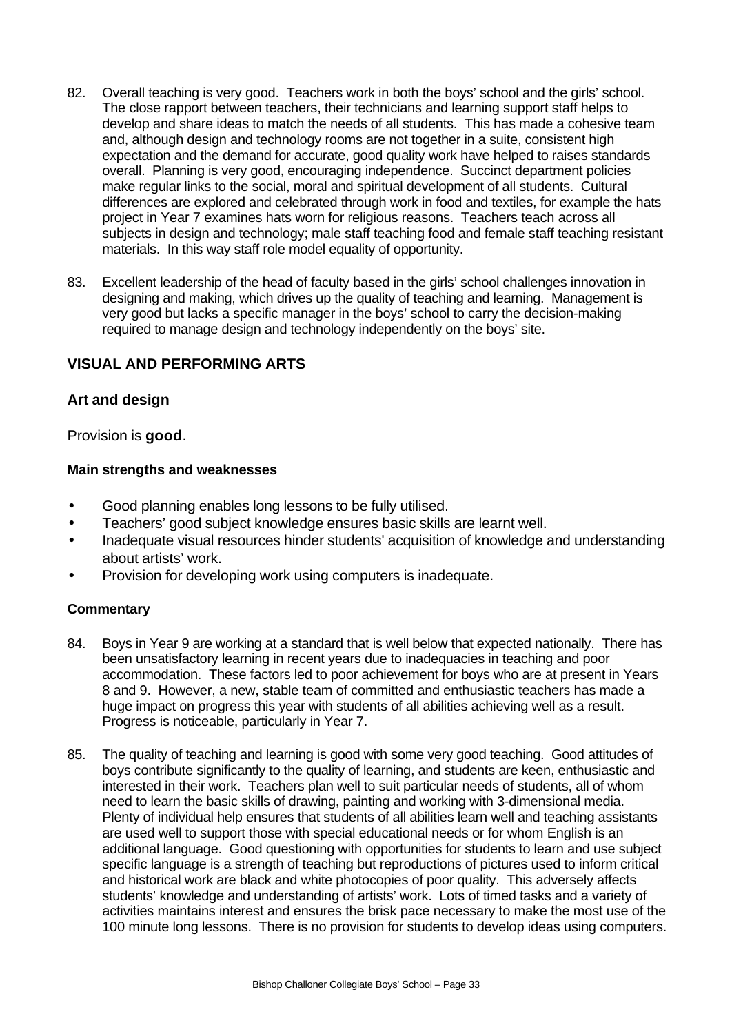82. Overall teaching is very good. Teachers work in both the boys' school and the girls' school. The close rapport between teachers, their technicians and learning support staff helps to develop and share ideas to match the needs of all students. This has made a cohesive team and, although design and technology rooms are not together in a suite, consistent high expectation and the demand for accurate, good quality work have helped to raises standards overall. Planning is very good, encouraging independence. Succinct department policies make regular links to the social, moral and spiritual development of all students. Cultural differences are explored and celebrated through work in food and textiles, for example the hats project in Year 7 examines hats worn for religious reasons. Teachers teach across all subjects in design and technology; male staff teaching food and female staff teaching resistant materials. In this way staff role model equality of opportunity.

83. Excellent leadership of the head of faculty based in the girls' school challenges innovation in designing and making, which drives up the quality of teaching and learning. Management is very good but lacks a specific manager in the boys' school to carry the decision-making required to manage design and technology independently on the boys' site.

## VISUAL AND PERFORMING ARTS

### Art and design

Provision is **good**.

#### Main strengths and weaknesses

- Good planning enables long lessons to be fully utilised.
- Teachers' good subject knowledge ensures basic skills are learnt well.
- Inadequate visual resources hinder students' acquisition of knowledge and understanding about artists' work.
- Provision for developing work using computers is inadequate.

#### Commentary

84. Boys in Year 9 are working at a standard that is well below that expected nationally. There has been unsatisfactory learning in recent years due to inadequacies in teaching and poor accommodation. These factors led to poor achievement for boys who are at present in Years 8 and 9. However, a new, stable team of committed and enthusiastic teachers has made a huge impact on progress this year with students of all abilities achieving well as a result. Progress is noticeable, particularly in Year 7.

85. The quality of teaching and learning is good with some very good teaching. Good attitudes of boys contribute significantly to the quality of learning, and students are keen, enthusiastic and interested in their work. Teachers plan well to suit particular needs of students, all of whom need to learn the basic skills of drawing, painting and working with 3-dimensional media. Plenty of individual help ensures that students of all abilities learn well and teaching assistants are used well to support those with special educational needs or for whom English is an additional language. Good questioning with opportunities for students to learn and use subject specific language is a strength of teaching but reproductions of pictures used to inform critical and historical work are black and white photocopies of poor quality. This adversely affects students' knowledge and understanding of artists' work. Lots of timed tasks and a variety of activities maintains interest and ensures the brisk pace necessary to make the most use of the 100 minute long lessons. There is no provision for students to develop ideas using computers.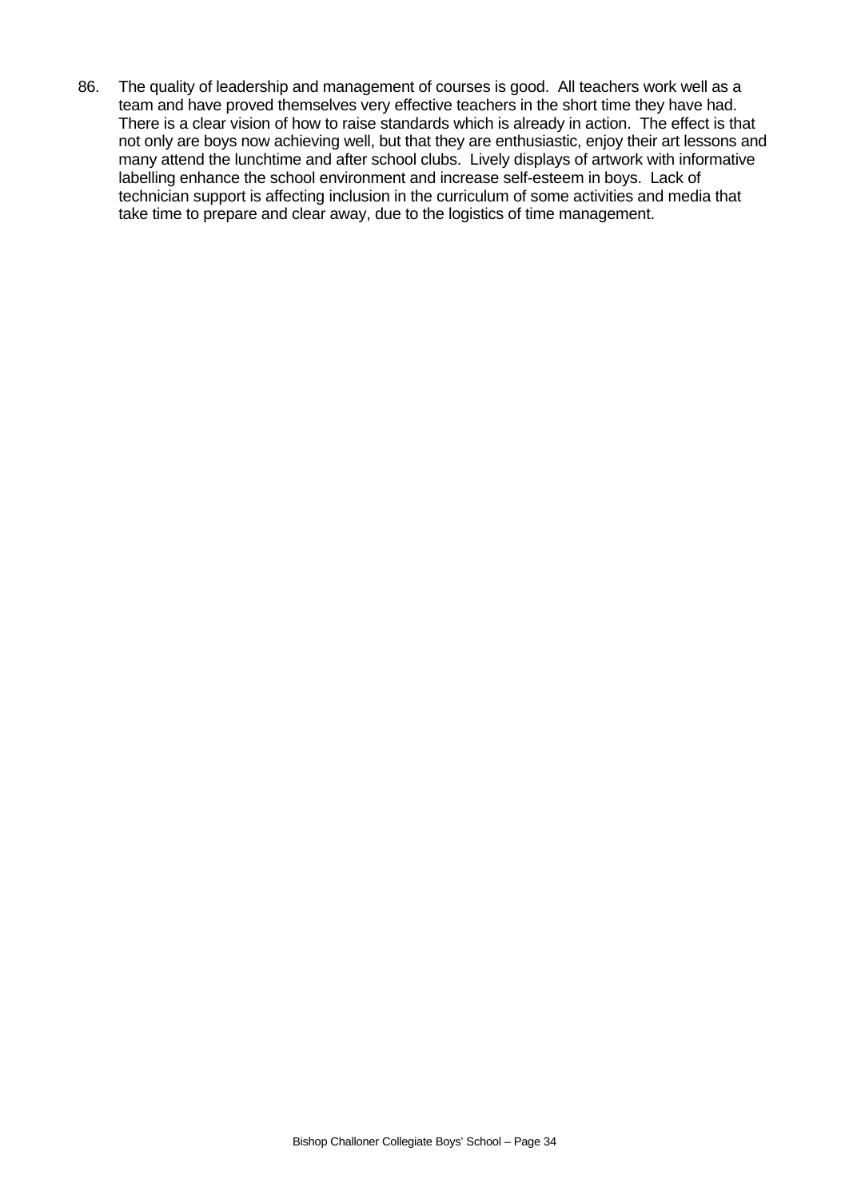86. The quality of leadership and management of courses is good. All teachers work well as a team and have proved themselves very effective teachers in the short time they have had. There is a clear vision of how to raise standards which is already in action. The effect is that not only are boys now achieving well, but that they are enthusiastic, enjoy their art lessons and many attend the lunchtime and after school clubs. Lively displays of artwork with informative labelling enhance the school environment and increase self-esteem in boys. Lack of technician support is affecting inclusion in the curriculum of some activities and media that take time to prepare and clear away, due to the logistics of time management.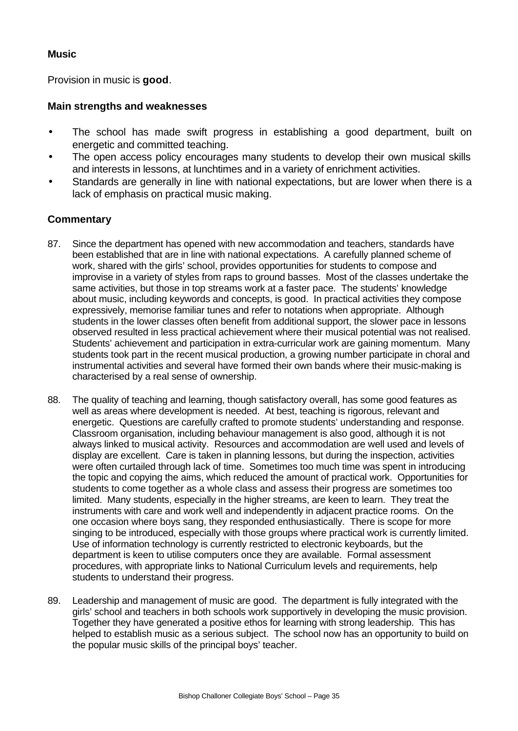### Music

Provision in music is **good**.

#### Main strengths and weaknesses

- The school has made swift progress in establishing a good department, built on energetic and committed teaching.
- The open access policy encourages many students to develop their own musical skills and interests in lessons, at lunchtimes and in a variety of enrichment activities.
- Standards are generally in line with national expectations, but are lower when there is a lack of emphasis on practical music making.

#### Commentary

87. Since the department has opened with new accommodation and teachers, standards have been established that are in line with national expectations. A carefully planned scheme of work, shared with the girls' school, provides opportunities for students to compose and improvise in a variety of styles from raps to ground basses. Most of the classes undertake the same activities, but those in top streams work at a faster pace. The students' knowledge about music, including keywords and concepts, is good. In practical activities they compose expressively, memorise familiar tunes and refer to notations when appropriate. Although students in the lower classes often benefit from additional support, the slower pace in lessons observed resulted in less practical achievement where their musical potential was not realised. Students' achievement and participation in extra-curricular work are gaining momentum. Many students took part in the recent musical production, a growing number participate in choral and instrumental activities and several have formed their own bands where their music-making is characterised by a real sense of ownership.

88. The quality of teaching and learning, though satisfactory overall, has some good features as well as areas where development is needed. At best, teaching is rigorous, relevant and energetic. Questions are carefully crafted to promote students' understanding and response. Classroom organisation, including behaviour management is also good, although it is not always linked to musical activity. Resources and accommodation are well used and levels of display are excellent. Care is taken in planning lessons, but during the inspection, activities were often curtailed through lack of time. Sometimes too much time was spent in introducing the topic and copying the aims, which reduced the amount of practical work. Opportunities for students to come together as a whole class and assess their progress are sometimes too limited. Many students, especially in the higher streams, are keen to learn. They treat the instruments with care and work well and independently in adjacent practice rooms. On the one occasion where boys sang, they responded enthusiastically. There is scope for more singing to be introduced, especially with those groups where practical work is currently limited. Use of information technology is currently restricted to electronic keyboards, but the department is keen to utilise computers once they are available. Formal assessment procedures, with appropriate links to National Curriculum levels and requirements, help students to understand their progress.

89. Leadership and management of music are good. The department is fully integrated with the girls' school and teachers in both schools work supportively in developing the music provision. Together they have generated a positive ethos for learning with strong leadership. This has helped to establish music as a serious subject. The school now has an opportunity to build on the popular music skills of the principal boys' teacher.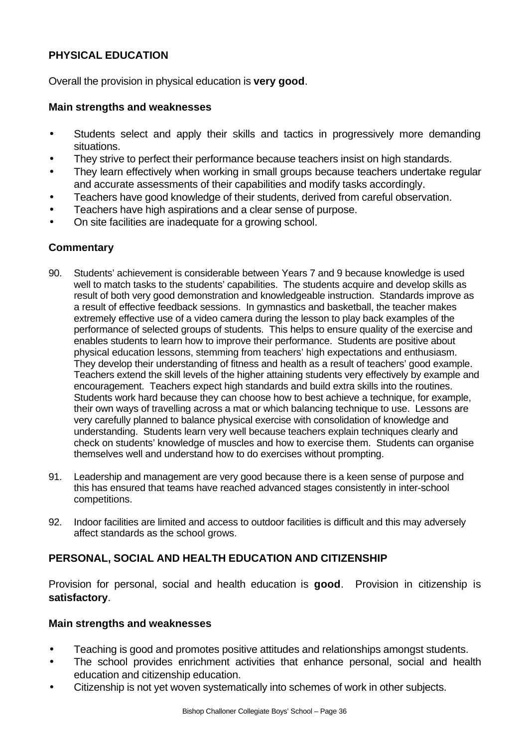## PHYSICAL EDUCATION

Overall the provision in physical education is **very good**.

### Main strengths and weaknesses

- Students select and apply their skills and tactics in progressively more demanding situations.
- They strive to perfect their performance because teachers insist on high standards.
- They learn effectively when working in small groups because teachers undertake regular and accurate assessments of their capabilities and modify tasks accordingly.
- Teachers have good knowledge of their students, derived from careful observation.
- Teachers have high aspirations and a clear sense of purpose.
- On site facilities are inadequate for a growing school.

### Commentary

90. Students' achievement is considerable between Years 7 and 9 because knowledge is used well to match tasks to the students' capabilities. The students acquire and develop skills as result of both very good demonstration and knowledgeable instruction. Standards improve as a result of effective feedback sessions. In gymnastics and basketball, the teacher makes extremely effective use of a video camera during the lesson to play back examples of the performance of selected groups of students. This helps to ensure quality of the exercise and enables students to learn how to improve their performance. Students are positive about physical education lessons, stemming from teachers' high expectations and enthusiasm. They develop their understanding of fitness and health as a result of teachers' good example. Teachers extend the skill levels of the higher attaining students very effectively by example and encouragement. Teachers expect high standards and build extra skills into the routines. Students work hard because they can choose how to best achieve a technique, for example, their own ways of travelling across a mat or which balancing technique to use. Lessons are very carefully planned to balance physical exercise with consolidation of knowledge and understanding. Students learn very well because teachers explain techniques clearly and check on students' knowledge of muscles and how to exercise them. Students can organise themselves well and understand how to do exercises without prompting.

91. Leadership and management are very good because there is a keen sense of purpose and this has ensured that teams have reached advanced stages consistently in inter-school competitions.

92. Indoor facilities are limited and access to outdoor facilities is difficult and this may adversely affect standards as the school grows.

## PERSONAL, SOCIAL AND HEALTH EDUCATION AND CITIZENSHIP

Provision for personal, social and health education is **good**. Provision in citizenship is **satisfactory**.

### Main strengths and weaknesses

- Teaching is good and promotes positive attitudes and relationships amongst students.
- The school provides enrichment activities that enhance personal, social and health education and citizenship education.
- Citizenship is not yet woven systematically into schemes of work in other subjects.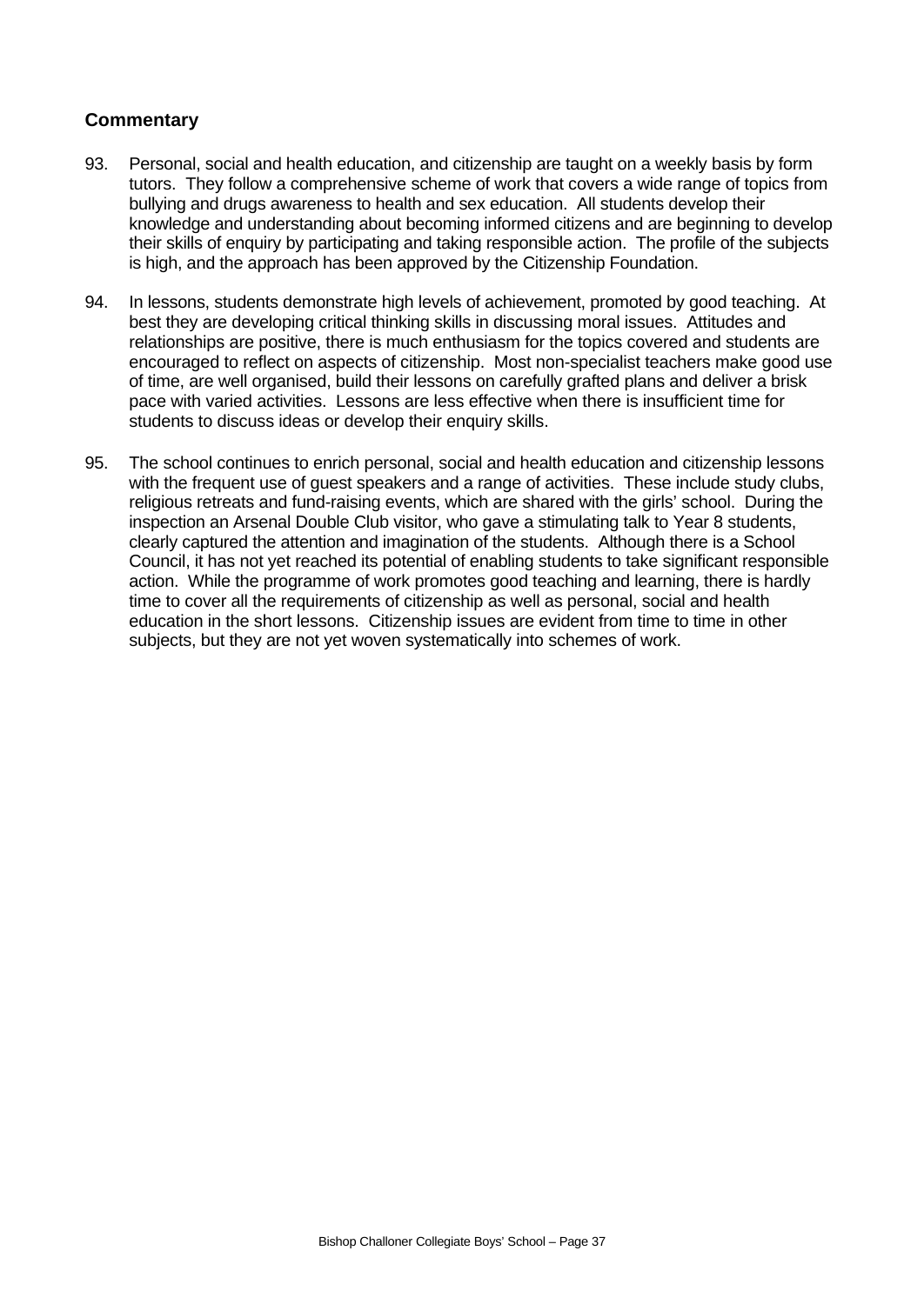### Commentary

93. Personal, social and health education, and citizenship are taught on a weekly basis by form tutors. They follow a comprehensive scheme of work that covers a wide range of topics from bullying and drugs awareness to health and sex education. All students develop their knowledge and understanding about becoming informed citizens and are beginning to develop their skills of enquiry by participating and taking responsible action. The profile of the subjects is high, and the approach has been approved by the Citizenship Foundation.

94. In lessons, students demonstrate high levels of achievement, promoted by good teaching. At best they are developing critical thinking skills in discussing moral issues. Attitudes and relationships are positive, there is much enthusiasm for the topics covered and students are encouraged to reflect on aspects of citizenship. Most non-specialist teachers make good use of time, are well organised, build their lessons on carefully grafted plans and deliver a brisk pace with varied activities. Lessons are less effective when there is insufficient time for students to discuss ideas or develop their enquiry skills.

95. The school continues to enrich personal, social and health education and citizenship lessons with the frequent use of guest speakers and a range of activities. These include study clubs, religious retreats and fund-raising events, which are shared with the girls' school. During the inspection an Arsenal Double Club visitor, who gave a stimulating talk to Year 8 students, clearly captured the attention and imagination of the students. Although there is a School Council, it has not yet reached its potential of enabling students to take significant responsible action. While the programme of work promotes good teaching and learning, there is hardly time to cover all the requirements of citizenship as well as personal, social and health education in the short lessons. Citizenship issues are evident from time to time in other subjects, but they are not yet woven systematically into schemes of work.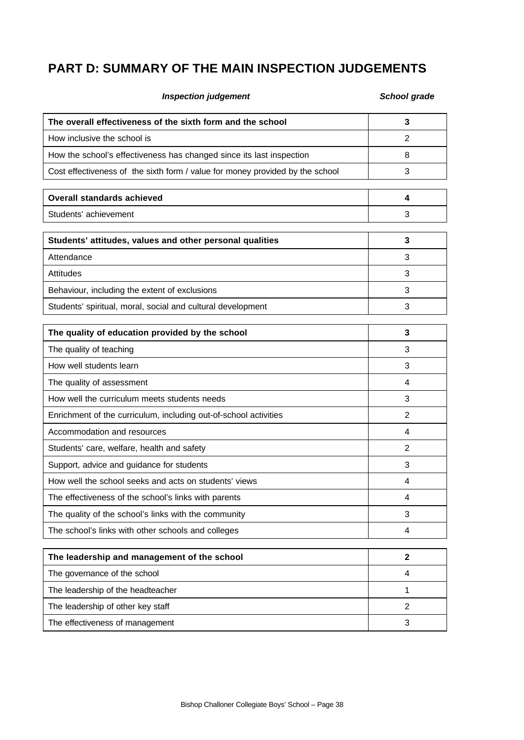# PART D: SUMMARY OF THE MAIN INSPECTION JUDGEMENTS

| *Inspection judgement* | *School grade* |
|---|---|
| **The overall effectiveness of the sixth form and the school** | **3** |
| How inclusive the school is | 2 |
| How the school's effectiveness has changed since its last inspection | 8 |
| Cost effectiveness of the sixth form / value for money provided by the school | 3 |
| **Overall standards achieved** | **4** |
| Students' achievement | 3 |
| **Students' attitudes, values and other personal qualities** | **3** |
| Attendance | 3 |
| Attitudes | 3 |
| Behaviour, including the extent of exclusions | 3 |
| Students' spiritual, moral, social and cultural development | 3 |
| **The quality of education provided by the school** | **3** |
| The quality of teaching | 3 |
| How well students learn | 3 |
| The quality of assessment | 4 |
| How well the curriculum meets students needs | 3 |
| Enrichment of the curriculum, including out-of-school activities | 2 |
| Accommodation and resources | 4 |
| Students' care, welfare, health and safety | 2 |
| Support, advice and guidance for students | 3 |
| How well the school seeks and acts on students' views | 4 |
| The effectiveness of the school's links with parents | 4 |
| The quality of the school's links with the community | 3 |
| The school's links with other schools and colleges | 4 |
| **The leadership and management of the school** | **2** |
| The governance of the school | 4 |
| The leadership of the headteacher | 1 |
| The leadership of other key staff | 2 |
| The effectiveness of management | 3 |